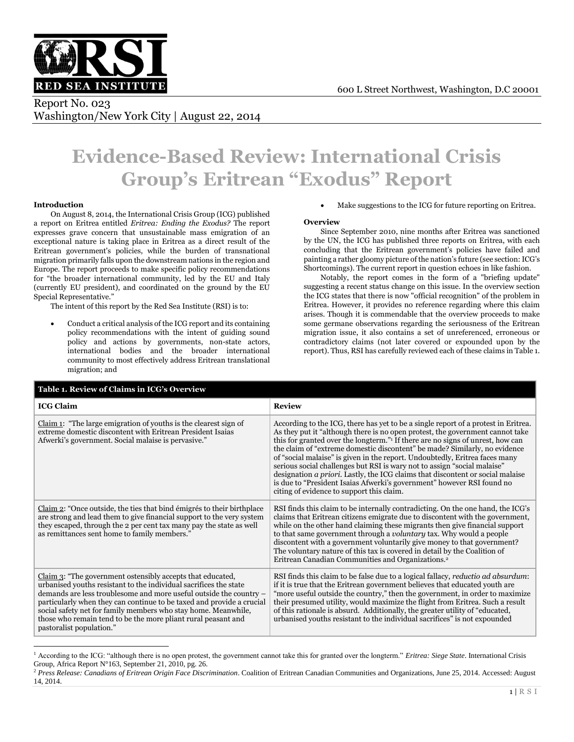RED SEA INSTITUTE

600 L Street Northwest, Washington, D.C 20001

Report No. 023
Washington/New York City | August 22, 2014

# Evidence-Based Review: International Crisis Group's Eritrean "Exodus" Report

**Introduction**

On August 8, 2014, the International Crisis Group (ICG) published a report on Eritrea entitled *Eritrea: Ending the Exodus?* The report expresses grave concern that unsustainable mass emigration of an exceptional nature is taking place in Eritrea as a direct result of the Eritrean government's policies, while the burden of transnational migration primarily falls upon the downstream nations in the region and Europe. The report proceeds to make specific policy recommendations for "the broader international community, led by the EU and Italy (currently EU president), and coordinated on the ground by the EU Special Representative."

The intent of this report by the Red Sea Institute (RSI) is to:

- Conduct a critical analysis of the ICG report and its containing policy recommendations with the intent of guiding sound policy and actions by governments, non-state actors, international bodies and the broader international community to most effectively address Eritrean translational migration; and
- Make suggestions to the ICG for future reporting on Eritrea.

**Overview**

Since September 2010, nine months after Eritrea was sanctioned by the UN, the ICG has published three reports on Eritrea, with each concluding that the Eritrean government's policies have failed and painting a rather gloomy picture of the nation's future (see section: ICG's Shortcomings). The current report in question echoes in like fashion.

Notably, the report comes in the form of a "briefing update" suggesting a recent status change on this issue. In the overview section the ICG states that there is now "official recognition" of the problem in Eritrea. However, it provides no reference regarding where this claim arises. Though it is commendable that the overview proceeds to make some germane observations regarding the seriousness of the Eritrean migration issue, it also contains a set of unreferenced, erroneous or contradictory claims (not later covered or expounded upon by the report). Thus, RSI has carefully reviewed each of these claims in Table 1.

**Table 1. Review of Claims in ICG's Overview**

| ICG Claim | Review |
|---|---|
| Claim 1: "The large emigration of youths is the clearest sign of extreme domestic discontent with Eritrean President Isaias Afwerki's government. Social malaise is pervasive." | According to the ICG, there has yet to be a single report of a protest in Eritrea. As they put it "although there is no open protest, the government cannot take this for granted over the longterm."[1] If there are no signs of unrest, how can the claim of "extreme domestic discontent" be made? Similarly, no evidence of "social malaise" is given in the report. Undoubtedly, Eritrea faces many serious social challenges but RSI is wary not to assign "social malaise" designation *a priori*. Lastly, the ICG claims that discontent or social malaise is due to "President Isaias Afwerki's government" however RSI found no citing of evidence to support this claim. |
| Claim 2: "Once outside, the ties that bind émigrés to their birthplace are strong and lead them to give financial support to the very system they escaped, through the 2 per cent tax many pay the state as well as remittances sent home to family members." | RSI finds this claim to be internally contradicting. On the one hand, the ICG's claims that Eritrean citizens emigrate due to discontent with the government, while on the other hand claiming these migrants then give financial support to that same government through a *voluntary* tax. Why would a people discontent with a government voluntarily give money to that government? The voluntary nature of this tax is covered in detail by the Coalition of Eritrean Canadian Communities and Organizations.[2] |
| Claim 3: "The government ostensibly accepts that educated, urbanised youths resistant to the individual sacrifices the state demands are less troublesome and more useful outside the country – particularly when they can continue to be taxed and provide a crucial social safety net for family members who stay home. Meanwhile, those who remain tend to be the more pliant rural peasant and pastoralist population." | RSI finds this claim to be false due to a logical fallacy, *reductio ad absurdum*: if it is true that the Eritrean government believes that educated youth are "more useful outside the country," then the government, in order to maximize their presumed utility, would maximize the flight from Eritrea. Such a result of this rationale is absurd. Additionally, the greater utility of "educated, urbanised youths resistant to the individual sacrifices" is not expounded |

[1] According to the ICG: "although there is no open protest, the government cannot take this for granted over the longterm." *Eritrea: Siege State*. International Crisis Group, Africa Report N°163, September 21, 2010, pg. 26.

[2] *Press Release: Canadians of Eritrean Origin Face Discrimination*. Coalition of Eritrean Canadian Communities and Organizations, June 25, 2014. Accessed: August 14, 2014.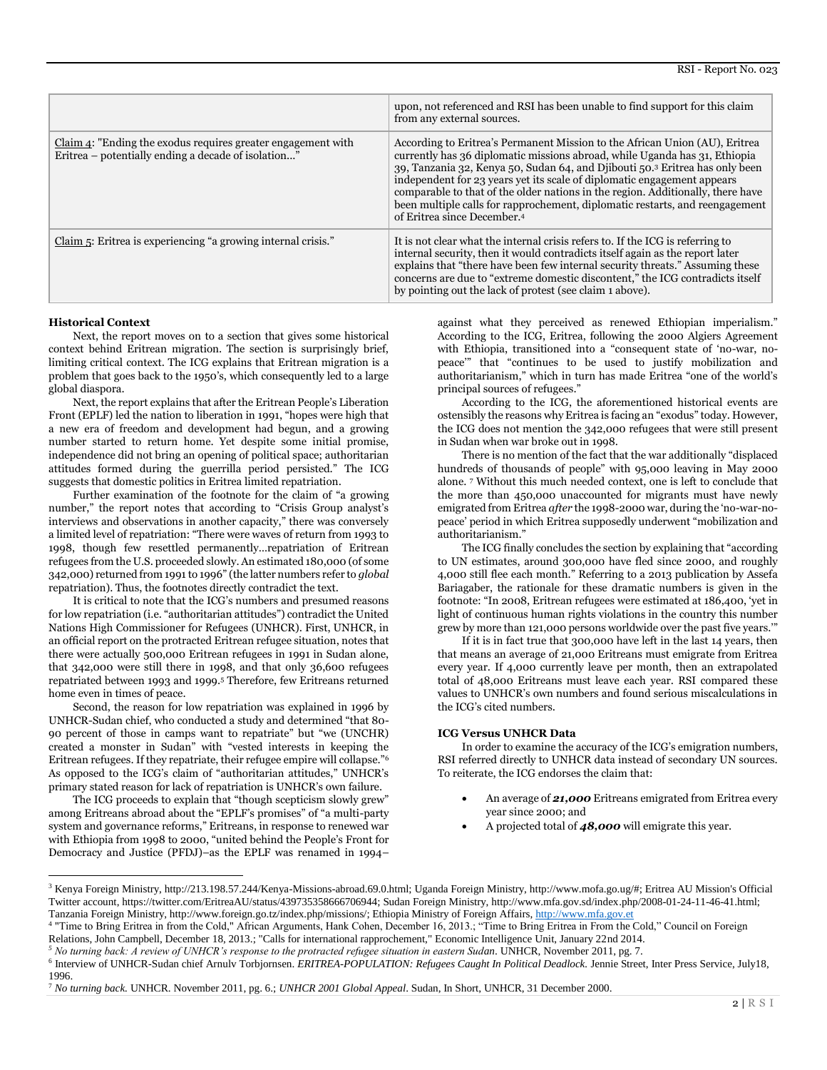| | |
|---|---|
| | upon, not referenced and RSI has been unable to find support for this claim from any external sources. |
| Claim 4: "Ending the exodus requires greater engagement with Eritrea – potentially ending a decade of isolation..." | According to Eritrea's Permanent Mission to the African Union (AU), Eritrea currently has 36 diplomatic missions abroad, while Uganda has 31, Ethiopia 39, Tanzania 32, Kenya 50, Sudan 64, and Djibouti 50.[3] Eritrea has only been independent for 23 years yet its scale of diplomatic engagement appears comparable to that of the older nations in the region. Additionally, there have been multiple calls for rapprochement, diplomatic restarts, and reengagement of Eritrea since December.[4] |
| Claim 5: Eritrea is experiencing "a growing internal crisis." | It is not clear what the internal crisis refers to. If the ICG is referring to internal security, then it would contradicts itself again as the report later explains that "there have been few internal security threats." Assuming these concerns are due to "extreme domestic discontent," the ICG contradicts itself by pointing out the lack of protest (see claim 1 above). |

**Historical Context**

Next, the report moves on to a section that gives some historical context behind Eritrean migration. The section is surprisingly brief, limiting critical context. The ICG explains that Eritrean migration is a problem that goes back to the 1950's, which consequently led to a large global diaspora.

Next, the report explains that after the Eritrean People's Liberation Front (EPLF) led the nation to liberation in 1991, "hopes were high that a new era of freedom and development had begun, and a growing number started to return home. Yet despite some initial promise, independence did not bring an opening of political space; authoritarian attitudes formed during the guerrilla period persisted." The ICG suggests that domestic politics in Eritrea limited repatriation.

Further examination of the footnote for the claim of "a growing number," the report notes that according to "Crisis Group analyst's interviews and observations in another capacity," there was conversely a limited level of repatriation: "There were waves of return from 1993 to 1998, though few resettled permanently...repatriation of Eritrean refugees from the U.S. proceeded slowly. An estimated 180,000 (of some 342,000) returned from 1991 to 1996" (the latter numbers refer to *global* repatriation). Thus, the footnotes directly contradict the text.

It is critical to note that the ICG's numbers and presumed reasons for low repatriation (i.e. "authoritarian attitudes") contradict the United Nations High Commissioner for Refugees (UNHCR). First, UNHCR, in an official report on the protracted Eritrean refugee situation, notes that there were actually 500,000 Eritrean refugees in 1991 in Sudan alone, that 342,000 were still there in 1998, and that only 36,600 refugees repatriated between 1993 and 1999.[5] Therefore, few Eritreans returned home even in times of peace.

Second, the reason for low repatriation was explained in 1996 by UNHCR-Sudan chief, who conducted a study and determined "that 80-90 percent of those in camps want to repatriate" but "we (UNCHR) created a monster in Sudan" with "vested interests in keeping the Eritrean refugees. If they repatriate, their refugee empire will collapse."[6] As opposed to the ICG's claim of "authoritarian attitudes," UNHCR's primary stated reason for lack of repatriation is UNHCR's own failure.

The ICG proceeds to explain that "though scepticism slowly grew" among Eritreans abroad about the "EPLF's promises" of "a multi-party system and governance reforms," Eritreans, in response to renewed war with Ethiopia from 1998 to 2000, "united behind the People's Front for Democracy and Justice (PFDJ)–as the EPLF was renamed in 1994–against what they perceived as renewed Ethiopian imperialism." According to the ICG, Eritrea, following the 2000 Algiers Agreement with Ethiopia, transitioned into a "consequent state of 'no-war, no-peace'" that "continues to be used to justify mobilization and authoritarianism," which in turn has made Eritrea "one of the world's principal sources of refugees."

According to the ICG, the aforementioned historical events are ostensibly the reasons why Eritrea is facing an "exodus" today. However, the ICG does not mention the 342,000 refugees that were still present in Sudan when war broke out in 1998.

There is no mention of the fact that the war additionally "displaced hundreds of thousands of people" with 95,000 leaving in May 2000 alone.[7] Without this much needed context, one is left to conclude that the more than 450,000 unaccounted for migrants must have newly emigrated from Eritrea *after* the 1998-2000 war, during the 'no-war-no-peace' period in which Eritrea supposedly underwent "mobilization and authoritarianism."

The ICG finally concludes the section by explaining that "according to UN estimates, around 300,000 have fled since 2000, and roughly 4,000 still flee each month." Referring to a 2013 publication by Assefa Bariagaber, the rationale for these dramatic numbers is given in the footnote: "In 2008, Eritrean refugees were estimated at 186,400, 'yet in light of continuous human rights violations in the country this number grew by more than 121,000 persons worldwide over the past five years.'"

If it is in fact true that 300,000 have left in the last 14 years, then that means an average of 21,000 Eritreans must emigrate from Eritrea every year. If 4,000 currently leave per month, then an extrapolated total of 48,000 Eritreans must leave each year. RSI compared these values to UNHCR's own numbers and found serious miscalculations in the ICG's cited numbers.

**ICG Versus UNHCR Data**

In order to examine the accuracy of the ICG's emigration numbers, RSI referred directly to UNHCR data instead of secondary UN sources. To reiterate, the ICG endorses the claim that:

- An average of ***21,000*** Eritreans emigrated from Eritrea every year since 2000; and
- A projected total of ***48,000*** will emigrate this year.

---

[3] Kenya Foreign Ministry, http://213.198.57.244/Kenya-Missions-abroad.69.0.html; Uganda Foreign Ministry, http://www.mofa.go.ug/#; Eritrea AU Mission's Official Twitter account, https://twitter.com/EritreaAU/status/439735358666706944; Sudan Foreign Ministry, http://www.mfa.gov.sd/index.php/2008-01-24-11-46-41.html; Tanzania Foreign Ministry, http://www.foreign.go.tz/index.php/missions/; Ethiopia Ministry of Foreign Affairs, http://www.mfa.gov.et

[4] "Time to Bring Eritrea in from the Cold," African Arguments, Hank Cohen, December 16, 2013.; "Time to Bring Eritrea in From the Cold," Council on Foreign Relations, John Campbell, December 18, 2013.; "Calls for international rapprochement," Economic Intelligence Unit, January 22nd 2014.

[5] *No turning back: A review of UNHCR's response to the protracted refugee situation in eastern Sudan*. UNHCR, November 2011, pg. 7.

[6] Interview of UNHCR-Sudan chief Arnulv Torbjornsen. *ERITREA-POPULATION: Refugees Caught In Political Deadlock*. Jennie Street, Inter Press Service, July18, 1996.

[7] *No turning back.* UNHCR. November 2011, pg. 6.; *UNHCR 2001 Global Appeal*. Sudan, In Short, UNHCR, 31 December 2000.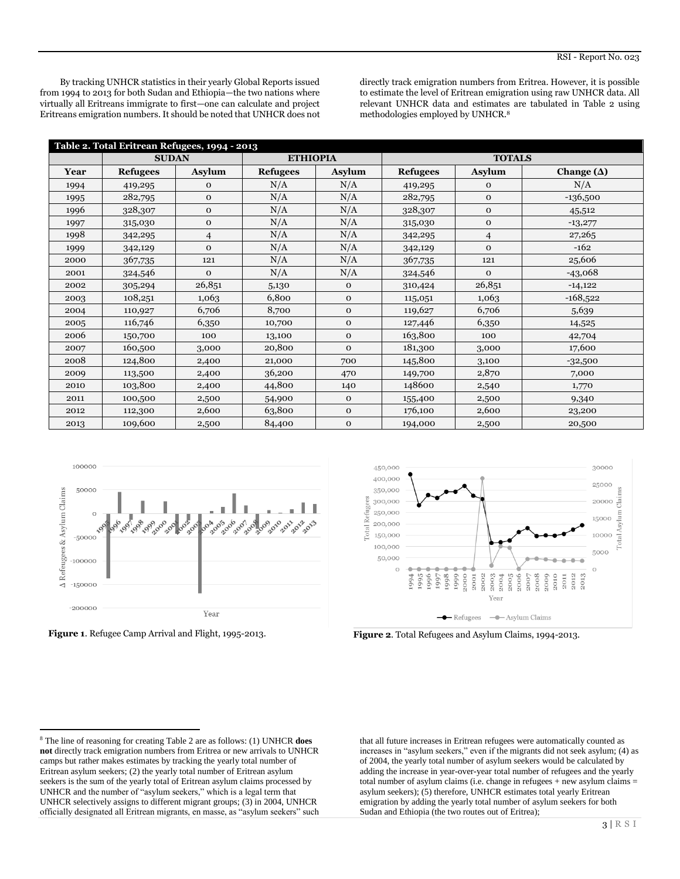By tracking UNHCR statistics in their yearly Global Reports issued from 1994 to 2013 for both Sudan and Ethiopia—the two nations where virtually all Eritreans immigrate to first—one can calculate and project Eritreans emigration numbers. It should be noted that UNHCR does not directly track emigration numbers from Eritrea. However, it is possible to estimate the level of Eritrean emigration using raw UNHCR data. All relevant UNHCR data and estimates are tabulated in Table 2 using methodologies employed by UNHCR.[8]

**Table 2. Total Eritrean Refugees, 1994 - 2013**

| | SUDAN | | ETHIOPIA | | TOTALS | | |
|---|---|---|---|---|---|---|---|
| **Year** | **Refugees** | **Asylum** | **Refugees** | **Asylum** | **Refugees** | **Asylum** | **Change (Δ)** |
| 1994 | 419,295 | 0 | N/A | N/A | 419,295 | 0 | N/A |
| 1995 | 282,795 | 0 | N/A | N/A | 282,795 | 0 | -136,500 |
| 1996 | 328,307 | 0 | N/A | N/A | 328,307 | 0 | 45,512 |
| 1997 | 315,030 | 0 | N/A | N/A | 315,030 | 0 | -13,277 |
| 1998 | 342,295 | 4 | N/A | N/A | 342,295 | 4 | 27,265 |
| 1999 | 342,129 | 0 | N/A | N/A | 342,129 | 0 | -162 |
| 2000 | 367,735 | 121 | N/A | N/A | 367,735 | 121 | 25,606 |
| 2001 | 324,546 | 0 | N/A | N/A | 324,546 | 0 | -43,068 |
| 2002 | 305,294 | 26,851 | 5,130 | 0 | 310,424 | 26,851 | -14,122 |
| 2003 | 108,251 | 1,063 | 6,800 | 0 | 115,051 | 1,063 | -168,522 |
| 2004 | 110,927 | 6,706 | 8,700 | 0 | 119,627 | 6,706 | 5,639 |
| 2005 | 116,746 | 6,350 | 10,700 | 0 | 127,446 | 6,350 | 14,525 |
| 2006 | 150,700 | 100 | 13,100 | 0 | 163,800 | 100 | 42,704 |
| 2007 | 160,500 | 3,000 | 20,800 | 0 | 181,300 | 3,000 | 17,600 |
| 2008 | 124,800 | 2,400 | 21,000 | 700 | 145,800 | 3,100 | -32,500 |
| 2009 | 113,500 | 2,400 | 36,200 | 470 | 149,700 | 2,870 | 7,000 |
| 2010 | 103,800 | 2,400 | 44,800 | 140 | 148600 | 2,540 | 1,770 |
| 2011 | 100,500 | 2,500 | 54,900 | 0 | 155,400 | 2,500 | 9,340 |
| 2012 | 112,300 | 2,600 | 63,800 | 0 | 176,100 | 2,600 | 23,200 |
| 2013 | 109,600 | 2,500 | 84,400 | 0 | 194,000 | 2,500 | 20,500 |

**Figure 1**. Refugee Camp Arrival and Flight, 1995-2013.

**Figure 2**. Total Refugees and Asylum Claims, 1994-2013.

[8] The line of reasoning for creating Table 2 are as follows: (1) UNHCR **does not** directly track emigration numbers from Eritrea or new arrivals to UNHCR camps but rather makes estimates by tracking the yearly total number of Eritrean asylum seekers; (2) the yearly total number of Eritrean asylum seekers is the sum of the yearly total of Eritrean asylum claims processed by UNHCR and the number of "asylum seekers," which is a legal term that UNHCR selectively assigns to different migrant groups; (3) in 2004, UNHCR officially designated all Eritrean migrants, en masse, as "asylum seekers" such that all future increases in Eritrean refugees were automatically counted as increases in "asylum seekers," even if the migrants did not seek asylum; (4) as of 2004, the yearly total number of asylum seekers would be calculated by adding the increase in year-over-year total number of refugees and the yearly total number of asylum claims (i.e. change in refugees + new asylum claims = asylum seekers); (5) therefore, UNHCR estimates total yearly Eritrean emigration by adding the yearly total number of asylum seekers for both Sudan and Ethiopia (the two routes out of Eritrea);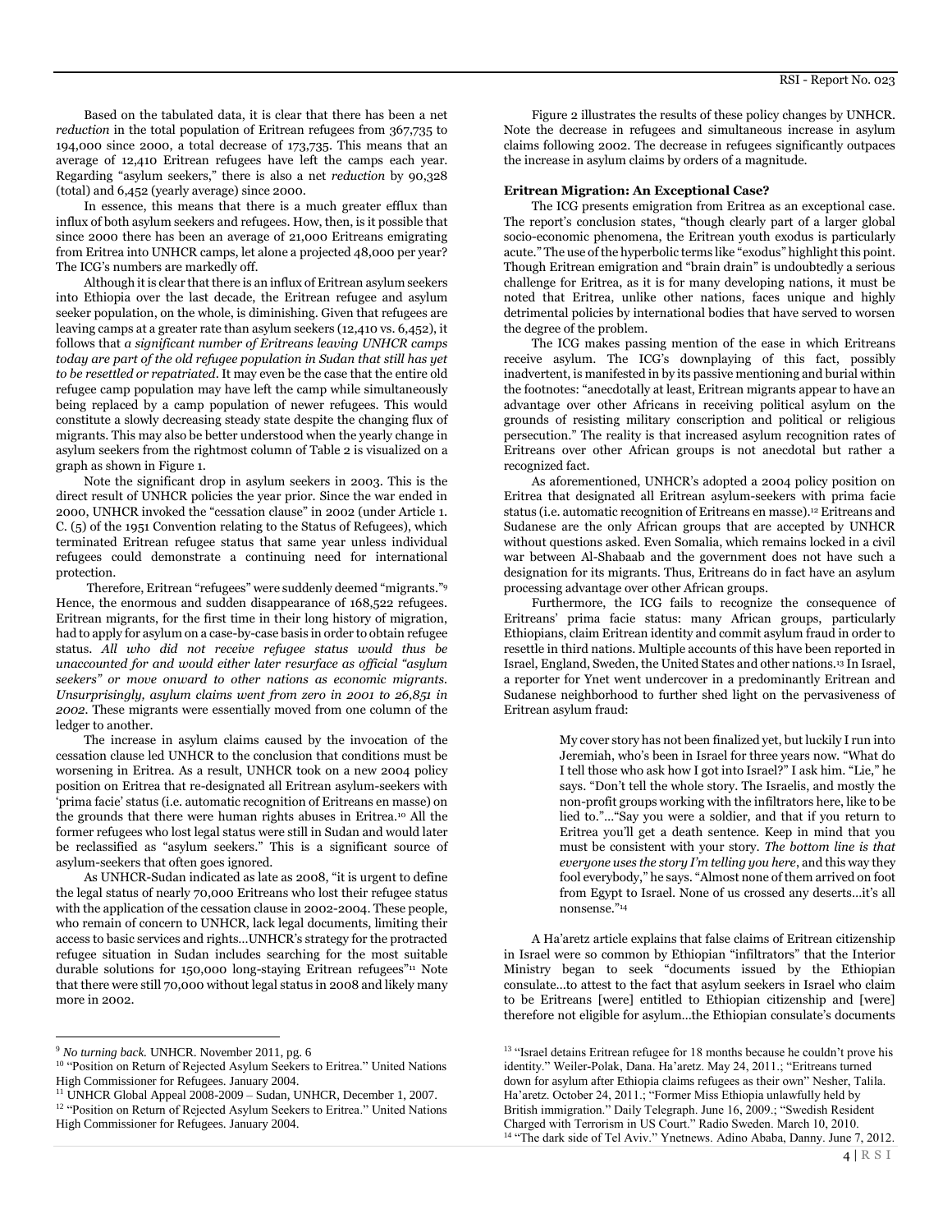Based on the tabulated data, it is clear that there has been a net *reduction* in the total population of Eritrean refugees from 367,735 to 194,000 since 2000, a total decrease of 173,735. This means that an average of 12,410 Eritrean refugees have left the camps each year. Regarding "asylum seekers," there is also a net *reduction* by 90,328 (total) and 6,452 (yearly average) since 2000.

In essence, this means that there is a much greater efflux than influx of both asylum seekers and refugees. How, then, is it possible that since 2000 there has been an average of 21,000 Eritreans emigrating from Eritrea into UNHCR camps, let alone a projected 48,000 per year? The ICG's numbers are markedly off.

Although it is clear that there is an influx of Eritrean asylum seekers into Ethiopia over the last decade, the Eritrean refugee and asylum seeker population, on the whole, is diminishing. Given that refugees are leaving camps at a greater rate than asylum seekers (12,410 vs. 6,452), it follows that *a significant number of Eritreans leaving UNHCR camps today are part of the old refugee population in Sudan that still has yet to be resettled or repatriated*. It may even be the case that the entire old refugee camp population may have left the camp while simultaneously being replaced by a camp population of newer refugees. This would constitute a slowly decreasing steady state despite the changing flux of migrants. This may also be better understood when the yearly change in asylum seekers from the rightmost column of Table 2 is visualized on a graph as shown in Figure 1.

Note the significant drop in asylum seekers in 2003. This is the direct result of UNHCR policies the year prior. Since the war ended in 2000, UNHCR invoked the "cessation clause" in 2002 (under Article 1. C. (5) of the 1951 Convention relating to the Status of Refugees), which terminated Eritrean refugee status that same year unless individual refugees could demonstrate a continuing need for international protection.

Therefore, Eritrean "refugees" were suddenly deemed "migrants."[9] Hence, the enormous and sudden disappearance of 168,522 refugees. Eritrean migrants, for the first time in their long history of migration, had to apply for asylum on a case-by-case basis in order to obtain refugee status. *All who did not receive refugee status would thus be unaccounted for and would either later resurface as official "asylum seekers" or move onward to other nations as economic migrants. Unsurprisingly, asylum claims went from zero in 2001 to 26,851 in 2002.* These migrants were essentially moved from one column of the ledger to another.

The increase in asylum claims caused by the invocation of the cessation clause led UNHCR to the conclusion that conditions must be worsening in Eritrea. As a result, UNHCR took on a new 2004 policy position on Eritrea that re-designated all Eritrean asylum-seekers with 'prima facie' status (i.e. automatic recognition of Eritreans en masse) on the grounds that there were human rights abuses in Eritrea.[10] All the former refugees who lost legal status were still in Sudan and would later be reclassified as "asylum seekers." This is a significant source of asylum-seekers that often goes ignored.

As UNHCR-Sudan indicated as late as 2008, "it is urgent to define the legal status of nearly 70,000 Eritreans who lost their refugee status with the application of the cessation clause in 2002-2004. These people, who remain of concern to UNHCR, lack legal documents, limiting their access to basic services and rights…UNHCR's strategy for the protracted refugee situation in Sudan includes searching for the most suitable durable solutions for 150,000 long-staying Eritrean refugees"[11] Note that there were still 70,000 without legal status in 2008 and likely many more in 2002.

Figure 2 illustrates the results of these policy changes by UNHCR. Note the decrease in refugees and simultaneous increase in asylum claims following 2002. The decrease in refugees significantly outpaces the increase in asylum claims by orders of a magnitude.

### Eritrean Migration: An Exceptional Case?

The ICG presents emigration from Eritrea as an exceptional case. The report's conclusion states, "though clearly part of a larger global socio-economic phenomena, the Eritrean youth exodus is particularly acute." The use of the hyperbolic terms like "exodus" highlight this point. Though Eritrean emigration and "brain drain" is undoubtedly a serious challenge for Eritrea, as it is for many developing nations, it must be noted that Eritrea, unlike other nations, faces unique and highly detrimental policies by international bodies that have served to worsen the degree of the problem.

The ICG makes passing mention of the ease in which Eritreans receive asylum. The ICG's downplaying of this fact, possibly inadvertent, is manifested in by its passive mentioning and burial within the footnotes: "anecdotally at least, Eritrean migrants appear to have an advantage over other Africans in receiving political asylum on the grounds of resisting military conscription and political or religious persecution." The reality is that increased asylum recognition rates of Eritreans over other African groups is not anecdotal but rather a recognized fact.

As aforementioned, UNHCR's adopted a 2004 policy position on Eritrea that designated all Eritrean asylum-seekers with prima facie status (i.e. automatic recognition of Eritreans en masse).[12] Eritreans and Sudanese are the only African groups that are accepted by UNHCR without questions asked. Even Somalia, which remains locked in a civil war between Al-Shabaab and the government does not have such a designation for its migrants. Thus, Eritreans do in fact have an asylum processing advantage over other African groups.

Furthermore, the ICG fails to recognize the consequence of Eritreans' prima facie status: many African groups, particularly Ethiopians, claim Eritrean identity and commit asylum fraud in order to resettle in third nations. Multiple accounts of this have been reported in Israel, England, Sweden, the United States and other nations.[13] In Israel, a reporter for Ynet went undercover in a predominantly Eritrean and Sudanese neighborhood to further shed light on the pervasiveness of Eritrean asylum fraud:

> My cover story has not been finalized yet, but luckily I run into Jeremiah, who's been in Israel for three years now. "What do I tell those who ask how I got into Israel?" I ask him. "Lie," he says. "Don't tell the whole story. The Israelis, and mostly the non-profit groups working with the infiltrators here, like to be lied to."…"Say you were a soldier, and that if you return to Eritrea you'll get a death sentence. Keep in mind that you must be consistent with your story. *The bottom line is that everyone uses the story I'm telling you here*, and this way they fool everybody," he says. "Almost none of them arrived on foot from Egypt to Israel. None of us crossed any deserts…it's all nonsense."[14]

A Ha'aretz article explains that false claims of Eritrean citizenship in Israel were so common by Ethiopian "infiltrators" that the Interior Ministry began to seek "documents issued by the Ethiopian consulate…to attest to the fact that asylum seekers in Israel who claim to be Eritreans [were] entitled to Ethiopian citizenship and [were] therefore not eligible for asylum…the Ethiopian consulate's documents

---

[9] *No turning back.* UNHCR. November 2011, pg. 6

[10] "Position on Return of Rejected Asylum Seekers to Eritrea." United Nations High Commissioner for Refugees. January 2004.

[11] UNHCR Global Appeal 2008-2009 – Sudan, UNHCR, December 1, 2007.

[12] "Position on Return of Rejected Asylum Seekers to Eritrea." United Nations High Commissioner for Refugees. January 2004.

[13] "Israel detains Eritrean refugee for 18 months because he couldn't prove his identity." Weiler-Polak, Dana. Ha'aretz. May 24, 2011.; "Eritreans turned down for asylum after Ethiopia claims refugees as their own" Nesher, Talila. Ha'aretz. October 24, 2011.; "Former Miss Ethiopia unlawfully held by British immigration." Daily Telegraph. June 16, 2009.; "Swedish Resident Charged with Terrorism in US Court." Radio Sweden. March 10, 2010.

[14] "The dark side of Tel Aviv." Ynetnews. Adino Ababa, Danny. June 7, 2012.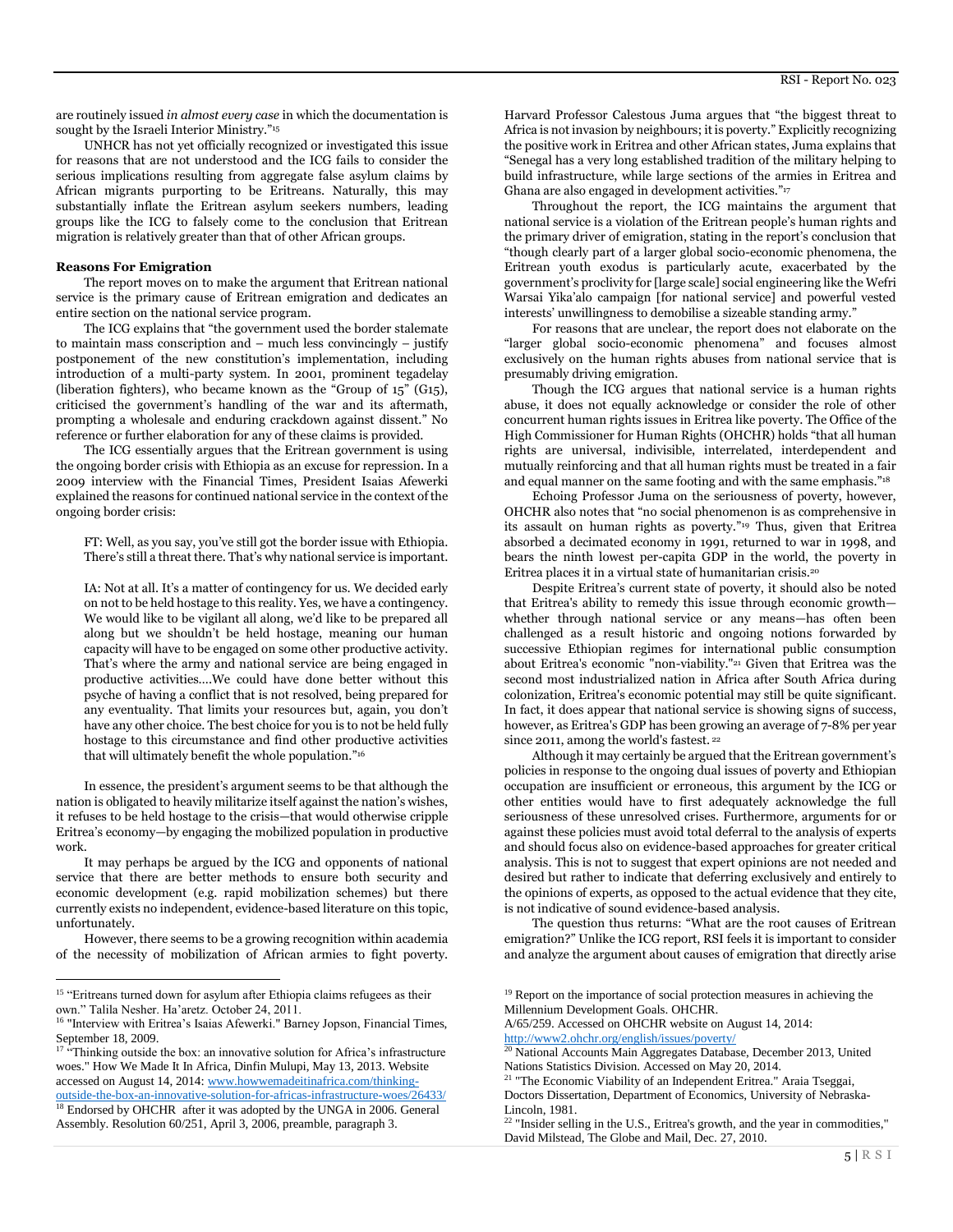are routinely issued *in almost every case* in which the documentation is sought by the Israeli Interior Ministry."[15]

UNHCR has not yet officially recognized or investigated this issue for reasons that are not understood and the ICG fails to consider the serious implications resulting from aggregate false asylum claims by African migrants purporting to be Eritreans. Naturally, this may substantially inflate the Eritrean asylum seekers numbers, leading groups like the ICG to falsely come to the conclusion that Eritrean migration is relatively greater than that of other African groups.

**Reasons For Emigration**

The report moves on to make the argument that Eritrean national service is the primary cause of Eritrean emigration and dedicates an entire section on the national service program.

The ICG explains that "the government used the border stalemate to maintain mass conscription and – much less convincingly – justify postponement of the new constitution's implementation, including introduction of a multi-party system. In 2001, prominent tegadelay (liberation fighters), who became known as the "Group of 15" (G15), criticised the government's handling of the war and its aftermath, prompting a wholesale and enduring crackdown against dissent." No reference or further elaboration for any of these claims is provided.

The ICG essentially argues that the Eritrean government is using the ongoing border crisis with Ethiopia as an excuse for repression. In a 2009 interview with the Financial Times, President Isaias Afewerki explained the reasons for continued national service in the context of the ongoing border crisis:

> FT: Well, as you say, you've still got the border issue with Ethiopia. There's still a threat there. That's why national service is important.
>
> IA: Not at all. It's a matter of contingency for us. We decided early on not to be held hostage to this reality. Yes, we have a contingency. We would like to be vigilant all along, we'd like to be prepared all along but we shouldn't be held hostage, meaning our human capacity will have to be engaged on some other productive activity. That's where the army and national service are being engaged in productive activities….We could have done better without this psyche of having a conflict that is not resolved, being prepared for any eventuality. That limits your resources but, again, you don't have any other choice. The best choice for you is to not be held fully hostage to this circumstance and find other productive activities that will ultimately benefit the whole population."[16]

In essence, the president's argument seems to be that although the nation is obligated to heavily militarize itself against the nation's wishes, it refuses to be held hostage to the crisis—that would otherwise cripple Eritrea's economy—by engaging the mobilized population in productive work.

It may perhaps be argued by the ICG and opponents of national service that there are better methods to ensure both security and economic development (e.g. rapid mobilization schemes) but there currently exists no independent, evidence-based literature on this topic, unfortunately.

However, there seems to be a growing recognition within academia of the necessity of mobilization of African armies to fight poverty. Harvard Professor Calestous Juma argues that "the biggest threat to Africa is not invasion by neighbours; it is poverty." Explicitly recognizing the positive work in Eritrea and other African states, Juma explains that "Senegal has a very long established tradition of the military helping to build infrastructure, while large sections of the armies in Eritrea and Ghana are also engaged in development activities."[17]

Throughout the report, the ICG maintains the argument that national service is a violation of the Eritrean people's human rights and the primary driver of emigration, stating in the report's conclusion that "though clearly part of a larger global socio-economic phenomena, the Eritrean youth exodus is particularly acute, exacerbated by the government's proclivity for [large scale] social engineering like the Wefri Warsai Yika'alo campaign [for national service] and powerful vested interests' unwillingness to demobilise a sizeable standing army."

For reasons that are unclear, the report does not elaborate on the "larger global socio-economic phenomena" and focuses almost exclusively on the human rights abuses from national service that is presumably driving emigration.

Though the ICG argues that national service is a human rights abuse, it does not equally acknowledge or consider the role of other concurrent human rights issues in Eritrea like poverty. The Office of the High Commissioner for Human Rights (OHCHR) holds "that all human rights are universal, indivisible, interrelated, interdependent and mutually reinforcing and that all human rights must be treated in a fair and equal manner on the same footing and with the same emphasis."[18]

Echoing Professor Juma on the seriousness of poverty, however, OHCHR also notes that "no social phenomenon is as comprehensive in its assault on human rights as poverty."[19] Thus, given that Eritrea absorbed a decimated economy in 1991, returned to war in 1998, and bears the ninth lowest per-capita GDP in the world, the poverty in Eritrea places it in a virtual state of humanitarian crisis.[20]

Despite Eritrea's current state of poverty, it should also be noted that Eritrea's ability to remedy this issue through economic growth—whether through national service or any means—has often been challenged as a result historic and ongoing notions forwarded by successive Ethiopian regimes for international public consumption about Eritrea's economic "non-viability."[21] Given that Eritrea was the second most industrialized nation in Africa after South Africa during colonization, Eritrea's economic potential may still be quite significant. In fact, it does appear that national service is showing signs of success, however, as Eritrea's GDP has been growing an average of 7-8% per year since 2011, among the world's fastest.[22]

Although it may certainly be argued that the Eritrean government's policies in response to the ongoing dual issues of poverty and Ethiopian occupation are insufficient or erroneous, this argument by the ICG or other entities would have to first adequately acknowledge the full seriousness of these unresolved crises. Furthermore, arguments for or against these policies must avoid total deferral to the analysis of experts and should focus also on evidence-based approaches for greater critical analysis. This is not to suggest that expert opinions are not needed and desired but rather to indicate that deferring exclusively and entirely to the opinions of experts, as opposed to the actual evidence that they cite, is not indicative of sound evidence-based analysis.

The question thus returns: "What are the root causes of Eritrean emigration?" Unlike the ICG report, RSI feels it is important to consider and analyze the argument about causes of emigration that directly arise

---

[15] "Eritreans turned down for asylum after Ethiopia claims refugees as their own." Talila Nesher. Ha'aretz. October 24, 2011.

[16] "Interview with Eritrea's Isaias Afewerki." Barney Jopson, Financial Times, September 18, 2009.

[17] "Thinking outside the box: an innovative solution for Africa's infrastructure woes." How We Made It In Africa, Dinfin Mulupi, May 13, 2013. Website accessed on August 14, 2014: www.howwemadeitinafrica.com/thinking-outside-the-box-an-innovative-solution-for-africas-infrastructure-woes/26433/

[18] Endorsed by OHCHR after it was adopted by the UNGA in 2006. General Assembly. Resolution 60/251, April 3, 2006, preamble, paragraph 3.

[19] Report on the importance of social protection measures in achieving the Millennium Development Goals. OHCHR. A/65/259. Accessed on OHCHR website on August 14, 2014: http://www2.ohchr.org/english/issues/poverty/

[20] National Accounts Main Aggregates Database, December 2013, United Nations Statistics Division. Accessed on May 20, 2014.

[21] "The Economic Viability of an Independent Eritrea." Araia Tseggai, Doctors Dissertation, Department of Economics, University of Nebraska-Lincoln, 1981.

[22] "Insider selling in the U.S., Eritrea's growth, and the year in commodities," David Milstead, The Globe and Mail, Dec. 27, 2010.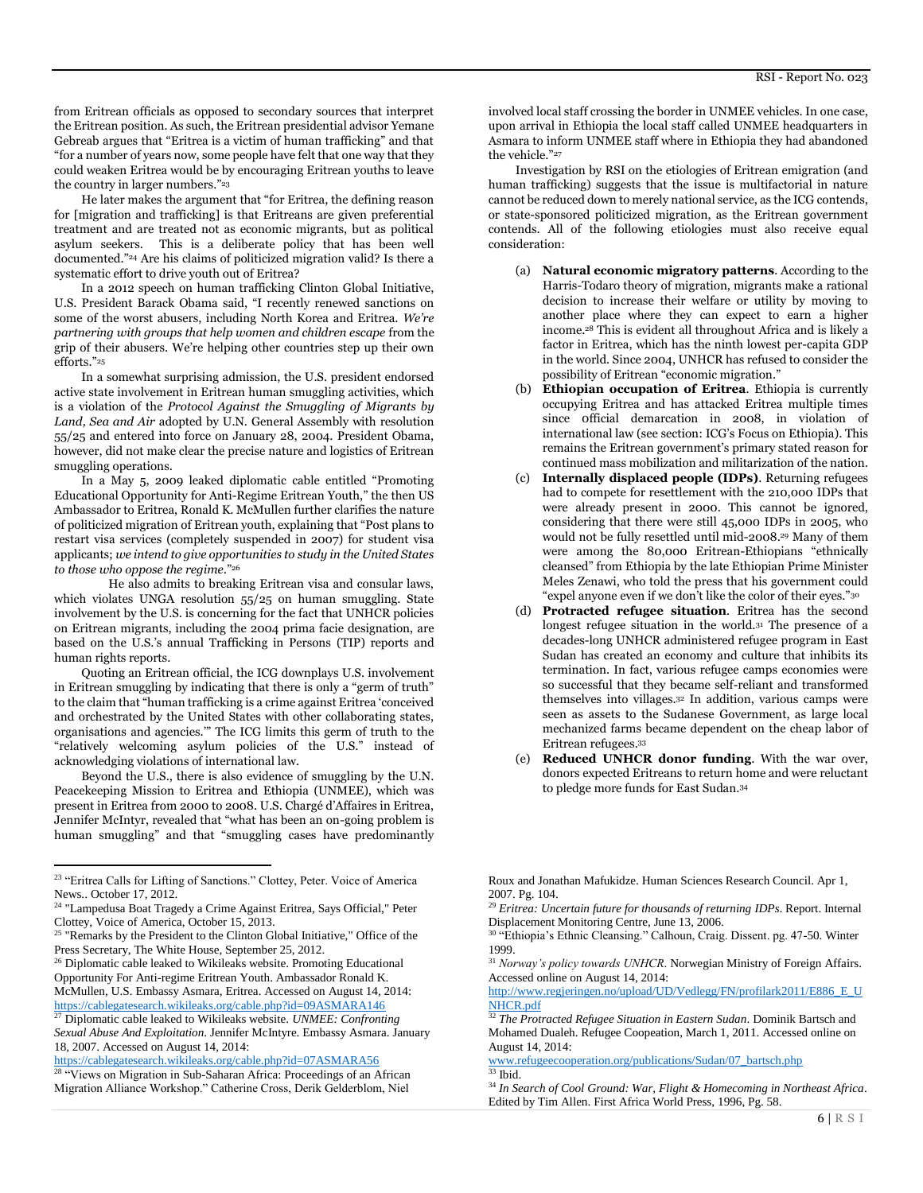from Eritrean officials as opposed to secondary sources that interpret the Eritrean position. As such, the Eritrean presidential advisor Yemane Gebreab argues that "Eritrea is a victim of human trafficking" and that "for a number of years now, some people have felt that one way that they could weaken Eritrea would be by encouraging Eritrean youths to leave the country in larger numbers."[23]

He later makes the argument that "for Eritrea, the defining reason for [migration and trafficking] is that Eritreans are given preferential treatment and are treated not as economic migrants, but as political asylum seekers. This is a deliberate policy that has been well documented."[24] Are his claims of politicized migration valid? Is there a systematic effort to drive youth out of Eritrea?

In a 2012 speech on human trafficking Clinton Global Initiative, U.S. President Barack Obama said, "I recently renewed sanctions on some of the worst abusers, including North Korea and Eritrea. *We're partnering with groups that help women and children escape* from the grip of their abusers. We're helping other countries step up their own efforts."[25]

In a somewhat surprising admission, the U.S. president endorsed active state involvement in Eritrean human smuggling activities, which is a violation of the *Protocol Against the Smuggling of Migrants by Land, Sea and Air* adopted by U.N. General Assembly with resolution 55/25 and entered into force on January 28, 2004. President Obama, however, did not make clear the precise nature and logistics of Eritrean smuggling operations.

In a May 5, 2009 leaked diplomatic cable entitled "Promoting Educational Opportunity for Anti-Regime Eritrean Youth," the then US Ambassador to Eritrea, Ronald K. McMullen further clarifies the nature of politicized migration of Eritrean youth, explaining that "Post plans to restart visa services (completely suspended in 2007) for student visa applicants; *we intend to give opportunities to study in the United States to those who oppose the regime*."[26]

He also admits to breaking Eritrean visa and consular laws, which violates UNGA resolution 55/25 on human smuggling. State involvement by the U.S. is concerning for the fact that UNHCR policies on Eritrean migrants, including the 2004 prima facie designation, are based on the U.S.'s annual Trafficking in Persons (TIP) reports and human rights reports.

Quoting an Eritrean official, the ICG downplays U.S. involvement in Eritrean smuggling by indicating that there is only a "germ of truth" to the claim that "human trafficking is a crime against Eritrea 'conceived and orchestrated by the United States with other collaborating states, organisations and agencies.'" The ICG limits this germ of truth to the "relatively welcoming asylum policies of the U.S." instead of acknowledging violations of international law.

Beyond the U.S., there is also evidence of smuggling by the U.N. Peacekeeping Mission to Eritrea and Ethiopia (UNMEE), which was present in Eritrea from 2000 to 2008. U.S. Chargé d'Affaires in Eritrea, Jennifer McIntyr, revealed that "what has been an on-going problem is human smuggling" and that "smuggling cases have predominantly involved local staff crossing the border in UNMEE vehicles. In one case, upon arrival in Ethiopia the local staff called UNMEE headquarters in Asmara to inform UNMEE staff where in Ethiopia they had abandoned the vehicle."[27]

Investigation by RSI on the etiologies of Eritrean emigration (and human trafficking) suggests that the issue is multifactorial in nature cannot be reduced down to merely national service, as the ICG contends, or state-sponsored politicized migration, as the Eritrean government contends. All of the following etiologies must also receive equal consideration:

(a) **Natural economic migratory patterns**. According to the Harris-Todaro theory of migration, migrants make a rational decision to increase their welfare or utility by moving to another place where they can expect to earn a higher income.[28] This is evident all throughout Africa and is likely a factor in Eritrea, which has the ninth lowest per-capita GDP in the world. Since 2004, UNHCR has refused to consider the possibility of Eritrean "economic migration."

(b) **Ethiopian occupation of Eritrea**. Ethiopia is currently occupying Eritrea and has attacked Eritrea multiple times since official demarcation in 2008, in violation of international law (see section: ICG's Focus on Ethiopia). This remains the Eritrean government's primary stated reason for continued mass mobilization and militarization of the nation.

(c) **Internally displaced people (IDPs)**. Returning refugees had to compete for resettlement with the 210,000 IDPs that were already present in 2000. This cannot be ignored, considering that there were still 45,000 IDPs in 2005, who would not be fully resettled until mid-2008.[29] Many of them were among the 80,000 Eritrean-Ethiopians "ethnically cleansed" from Ethiopia by the late Ethiopian Prime Minister Meles Zenawi, who told the press that his government could "expel anyone even if we don't like the color of their eyes."[30]

(d) **Protracted refugee situation**. Eritrea has the second longest refugee situation in the world.[31] The presence of a decades-long UNHCR administered refugee program in East Sudan has created an economy and culture that inhibits its termination. In fact, various refugee camps economies were so successful that they became self-reliant and transformed themselves into villages.[32] In addition, various camps were seen as assets to the Sudanese Government, as large local mechanized farms became dependent on the cheap labor of Eritrean refugees.[33]

(e) **Reduced UNHCR donor funding**. With the war over, donors expected Eritreans to return home and were reluctant to pledge more funds for East Sudan.[34]

---

[23] "Eritrea Calls for Lifting of Sanctions." Clottey, Peter. Voice of America News.. October 17, 2012.

[24] "Lampedusa Boat Tragedy a Crime Against Eritrea, Says Official," Peter Clottey, Voice of America, October 15, 2013.

[25] "Remarks by the President to the Clinton Global Initiative," Office of the Press Secretary, The White House, September 25, 2012.

[26] Diplomatic cable leaked to Wikileaks website. Promoting Educational Opportunity For Anti-regime Eritrean Youth. Ambassador Ronald K. McMullen, U.S. Embassy Asmara, Eritrea. Accessed on August 14, 2014: https://cablegatesearch.wikileaks.org/cable.php?id=09ASMARA146

[27] Diplomatic cable leaked to Wikileaks website. *UNMEE: Confronting Sexual Abuse And Exploitation*. Jennifer McIntyre. Embassy Asmara. January 18, 2007. Accessed on August 14, 2014: https://cablegatesearch.wikileaks.org/cable.php?id=07ASMARA56

[28] "Views on Migration in Sub-Saharan Africa: Proceedings of an African Migration Alliance Workshop." Catherine Cross, Derik Gelderblom, Niel Roux and Jonathan Mafukidze. Human Sciences Research Council. Apr 1, 2007. Pg. 104.

[29] *Eritrea: Uncertain future for thousands of returning IDPs*. Report. Internal Displacement Monitoring Centre, June 13, 2006.

[30] "Ethiopia's Ethnic Cleansing." Calhoun, Craig. Dissent. pg. 47-50. Winter 1999.

[31] *Norway's policy towards UNHCR*. Norwegian Ministry of Foreign Affairs. Accessed online on August 14, 2014: http://www.regjeringen.no/upload/UD/Vedlegg/FN/profilark2011/E886_E_UNHCR.pdf

[32] *The Protracted Refugee Situation in Eastern Sudan*. Dominik Bartsch and Mohamed Dualeh. Refugee Coopeation, March 1, 2011. Accessed online on August 14, 2014: www.refugeecooperation.org/publications/Sudan/07_bartsch.php

[33] Ibid.

[34] *In Search of Cool Ground: War, Flight & Homecoming in Northeast Africa*. Edited by Tim Allen. First Africa World Press, 1996, Pg. 58.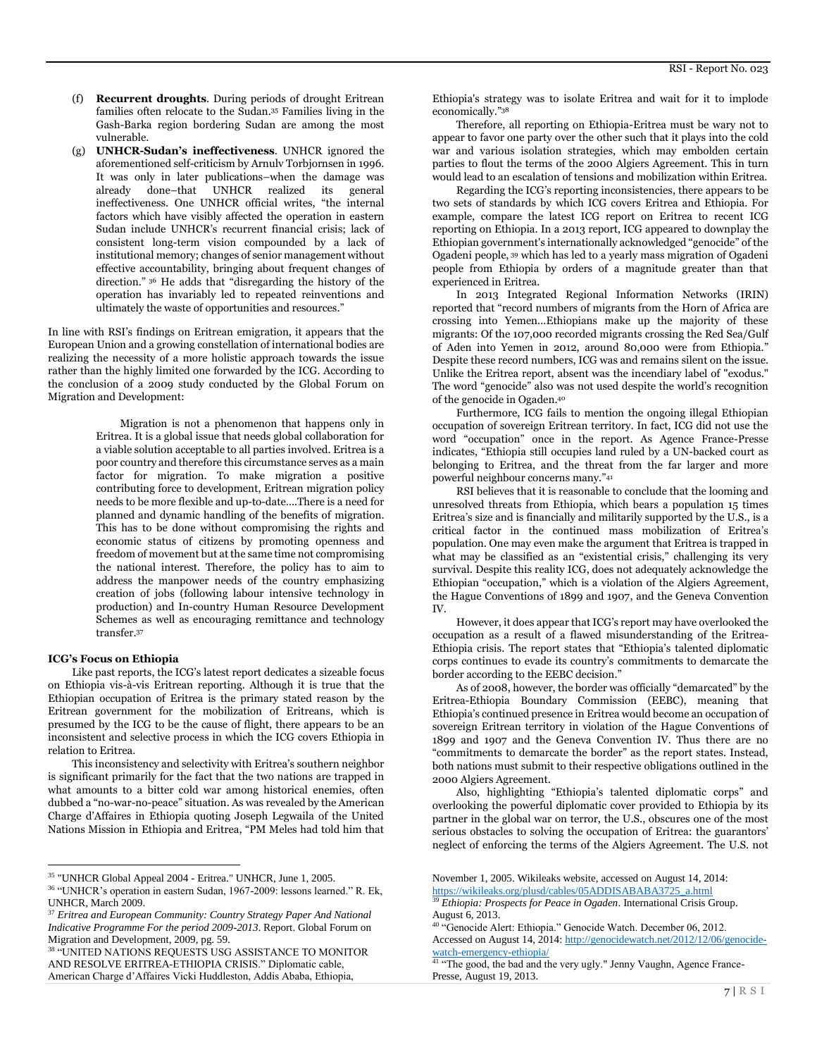(f) **Recurrent droughts**. During periods of drought Eritrean families often relocate to the Sudan.[35] Families living in the Gash-Barka region bordering Sudan are among the most vulnerable.

(g) **UNHCR-Sudan's ineffectiveness**. UNHCR ignored the aforementioned self-criticism by Arnulv Torbjornsen in 1996. It was only in later publications–when the damage was already done–that UNHCR realized its general ineffectiveness. One UNHCR official writes, "the internal factors which have visibly affected the operation in eastern Sudan include UNHCR's recurrent financial crisis; lack of consistent long-term vision compounded by a lack of institutional memory; changes of senior management without effective accountability, bringing about frequent changes of direction." [36] He adds that "disregarding the history of the operation has invariably led to repeated reinventions and ultimately the waste of opportunities and resources."

In line with RSI's findings on Eritrean emigration, it appears that the European Union and a growing constellation of international bodies are realizing the necessity of a more holistic approach towards the issue rather than the highly limited one forwarded by the ICG. According to the conclusion of a 2009 study conducted by the Global Forum on Migration and Development:

> Migration is not a phenomenon that happens only in Eritrea. It is a global issue that needs global collaboration for a viable solution acceptable to all parties involved. Eritrea is a poor country and therefore this circumstance serves as a main factor for migration. To make migration a positive contributing force to development, Eritrean migration policy needs to be more flexible and up-to-date....There is a need for planned and dynamic handling of the benefits of migration. This has to be done without compromising the rights and economic status of citizens by promoting openness and freedom of movement but at the same time not compromising the national interest. Therefore, the policy has to aim to address the manpower needs of the country emphasizing creation of jobs (following labour intensive technology in production) and In-country Human Resource Development Schemes as well as encouraging remittance and technology transfer.[37]

**ICG's Focus on Ethiopia**

Like past reports, the ICG's latest report dedicates a sizeable focus on Ethiopia vis-à-vis Eritrean reporting. Although it is true that the Ethiopian occupation of Eritrea is the primary stated reason by the Eritrean government for the mobilization of Eritreans, which is presumed by the ICG to be the cause of flight, there appears to be an inconsistent and selective process in which the ICG covers Ethiopia in relation to Eritrea.

This inconsistency and selectivity with Eritrea's southern neighbor is significant primarily for the fact that the two nations are trapped in what amounts to a bitter cold war among historical enemies, often dubbed a "no-war-no-peace" situation. As was revealed by the American Charge d'Affaires in Ethiopia quoting Joseph Legwaila of the United Nations Mission in Ethiopia and Eritrea, "PM Meles had told him that Ethiopia's strategy was to isolate Eritrea and wait for it to implode economically."[38]

Therefore, all reporting on Ethiopia-Eritrea must be wary not to appear to favor one party over the other such that it plays into the cold war and various isolation strategies, which may embolden certain parties to flout the terms of the 2000 Algiers Agreement. This in turn would lead to an escalation of tensions and mobilization within Eritrea.

Regarding the ICG's reporting inconsistencies, there appears to be two sets of standards by which ICG covers Eritrea and Ethiopia. For example, compare the latest ICG report on Eritrea to recent ICG reporting on Ethiopia. In a 2013 report, ICG appeared to downplay the Ethiopian government's internationally acknowledged "genocide" of the Ogadeni people, [39] which has led to a yearly mass migration of Ogadeni people from Ethiopia by orders of a magnitude greater than that experienced in Eritrea.

In 2013 Integrated Regional Information Networks (IRIN) reported that "record numbers of migrants from the Horn of Africa are crossing into Yemen...Ethiopians make up the majority of these migrants: Of the 107,000 recorded migrants crossing the Red Sea/Gulf of Aden into Yemen in 2012, around 80,000 were from Ethiopia." Despite these record numbers, ICG was and remains silent on the issue. Unlike the Eritrea report, absent was the incendiary label of "exodus." The word "genocide" also was not used despite the world's recognition of the genocide in Ogaden.[40]

Furthermore, ICG fails to mention the ongoing illegal Ethiopian occupation of sovereign Eritrean territory. In fact, ICG did not use the word "occupation" once in the report. As Agence France-Presse indicates, "Ethiopia still occupies land ruled by a UN-backed court as belonging to Eritrea, and the threat from the far larger and more powerful neighbour concerns many."[41]

RSI believes that it is reasonable to conclude that the looming and unresolved threats from Ethiopia, which bears a population 15 times Eritrea's size and is financially and militarily supported by the U.S., is a critical factor in the continued mass mobilization of Eritrea's population. One may even make the argument that Eritrea is trapped in what may be classified as an "existential crisis," challenging its very survival. Despite this reality ICG, does not adequately acknowledge the Ethiopian "occupation," which is a violation of the Algiers Agreement, the Hague Conventions of 1899 and 1907, and the Geneva Convention IV.

However, it does appear that ICG's report may have overlooked the occupation as a result of a flawed misunderstanding of the Eritrea-Ethiopia crisis. The report states that "Ethiopia's talented diplomatic corps continues to evade its country's commitments to demarcate the border according to the EEBC decision."

As of 2008, however, the border was officially "demarcated" by the Eritrea-Ethiopia Boundary Commission (EEBC), meaning that Ethiopia's continued presence in Eritrea would become an occupation of sovereign Eritrean territory in violation of the Hague Conventions of 1899 and 1907 and the Geneva Convention IV. Thus there are no "commitments to demarcate the border" as the report states. Instead, both nations must submit to their respective obligations outlined in the 2000 Algiers Agreement.

Also, highlighting "Ethiopia's talented diplomatic corps" and overlooking the powerful diplomatic cover provided to Ethiopia by its partner in the global war on terror, the U.S., obscures one of the most serious obstacles to solving the occupation of Eritrea: the guarantors' neglect of enforcing the terms of the Algiers Agreement. The U.S. not

---

[35] "UNHCR Global Appeal 2004 - Eritrea." UNHCR, June 1, 2005.

[36] "UNHCR's operation in eastern Sudan, 1967-2009: lessons learned." R. Ek, UNHCR, March 2009.

[37] *Eritrea and European Community: Country Strategy Paper And National Indicative Programme For the period 2009-2013*. Report. Global Forum on Migration and Development, 2009, pg. 59.

[38] "UNITED NATIONS REQUESTS USG ASSISTANCE TO MONITOR AND RESOLVE ERITREA-ETHIOPIA CRISIS." Diplomatic cable, American Charge d'Affaires Vicki Huddleston, Addis Ababa, Ethiopia, November 1, 2005. Wikileaks website, accessed on August 14, 2014: https://wikileaks.org/plusd/cables/05ADDISABABA3725_a.html

[39] *Ethiopia: Prospects for Peace in Ogaden*. International Crisis Group. August 6, 2013.

[40] "Genocide Alert: Ethiopia." Genocide Watch. December 06, 2012. Accessed on August 14, 2014: http://genocidewatch.net/2012/12/06/genocide-watch-emergency-ethiopia/

[41] "The good, the bad and the very ugly." Jenny Vaughn, Agence France-Presse, August 19, 2013.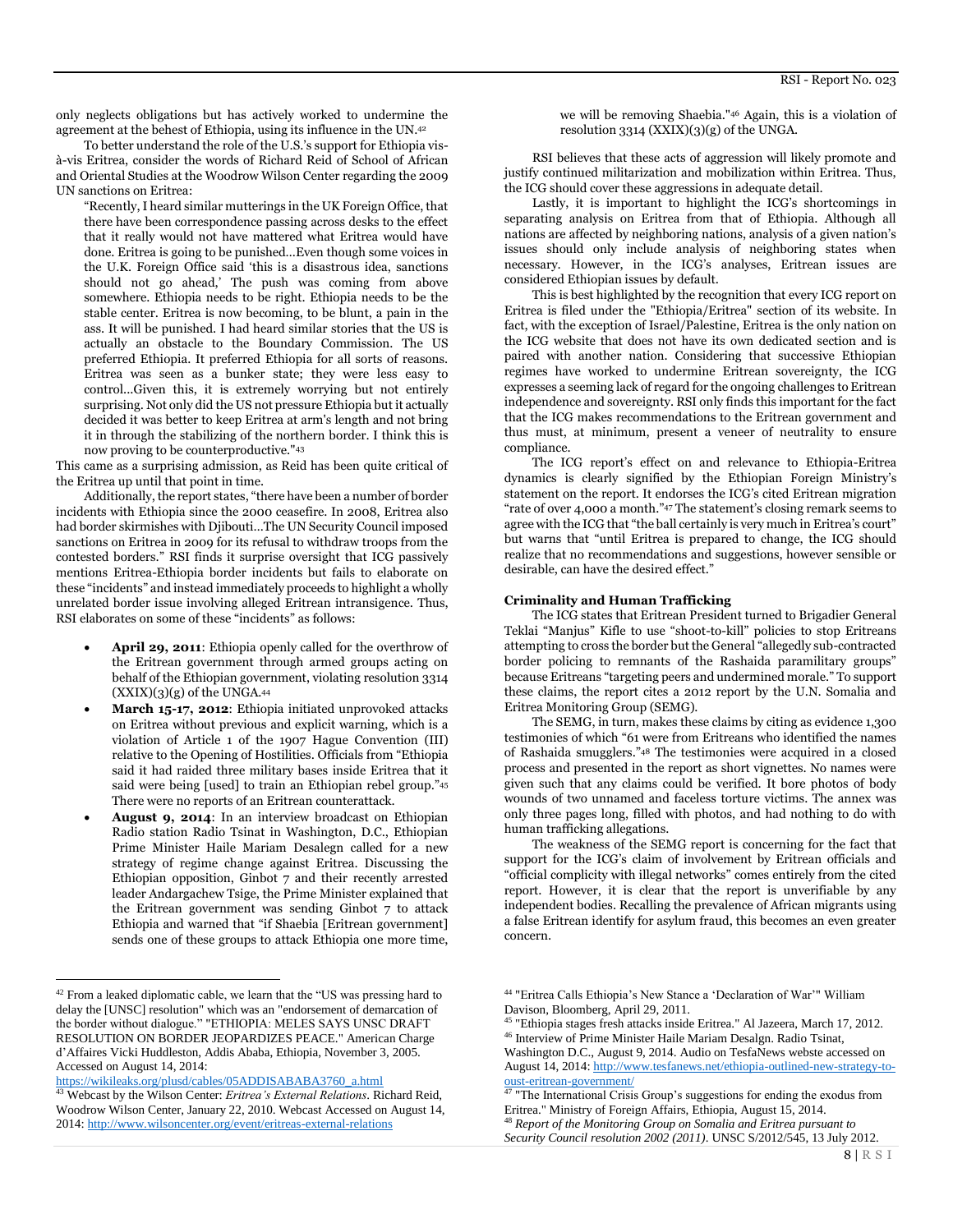only neglects obligations but has actively worked to undermine the agreement at the behest of Ethiopia, using its influence in the UN.[42]

To better understand the role of the U.S.'s support for Ethiopia vis-à-vis Eritrea, consider the words of Richard Reid of School of African and Oriental Studies at the Woodrow Wilson Center regarding the 2009 UN sanctions on Eritrea:

> "Recently, I heard similar mutterings in the UK Foreign Office, that there have been correspondence passing across desks to the effect that it really would not have mattered what Eritrea would have done. Eritrea is going to be punished…Even though some voices in the U.K. Foreign Office said 'this is a disastrous idea, sanctions should not go ahead,' The push was coming from above somewhere. Ethiopia needs to be right. Ethiopia needs to be the stable center. Eritrea is now becoming, to be blunt, a pain in the ass. It will be punished. I had heard similar stories that the US is actually an obstacle to the Boundary Commission. The US preferred Ethiopia. It preferred Ethiopia for all sorts of reasons. Eritrea was seen as a bunker state; they were less easy to control…Given this, it is extremely worrying but not entirely surprising. Not only did the US not pressure Ethiopia but it actually decided it was better to keep Eritrea at arm's length and not bring it in through the stabilizing of the northern border. I think this is now proving to be counterproductive."[43]

This came as a surprising admission, as Reid has been quite critical of the Eritrea up until that point in time.

Additionally, the report states, "there have been a number of border incidents with Ethiopia since the 2000 ceasefire. In 2008, Eritrea also had border skirmishes with Djibouti…The UN Security Council imposed sanctions on Eritrea in 2009 for its refusal to withdraw troops from the contested borders." RSI finds it surprise oversight that ICG passively mentions Eritrea-Ethiopia border incidents but fails to elaborate on these "incidents" and instead immediately proceeds to highlight a wholly unrelated border issue involving alleged Eritrean intransigence. Thus, RSI elaborates on some of these "incidents" as follows:

- **April 29, 2011**: Ethiopia openly called for the overthrow of the Eritrean government through armed groups acting on behalf of the Ethiopian government, violating resolution 3314 (XXIX)(3)(g) of the UNGA.[44]
- **March 15-17, 2012**: Ethiopia initiated unprovoked attacks on Eritrea without previous and explicit warning, which is a violation of Article 1 of the 1907 Hague Convention (III) relative to the Opening of Hostilities. Officials from "Ethiopia said it had raided three military bases inside Eritrea that it said were being [used] to train an Ethiopian rebel group."[45] There were no reports of an Eritrean counterattack.
- **August 9, 2014**: In an interview broadcast on Ethiopian Radio station Radio Tsinat in Washington, D.C., Ethiopian Prime Minister Haile Mariam Desalegn called for a new strategy of regime change against Eritrea. Discussing the Ethiopian opposition, Ginbot 7 and their recently arrested leader Andargachew Tsige, the Prime Minister explained that the Eritrean government was sending Ginbot 7 to attack Ethiopia and warned that "if Shaebia [Eritrean government] sends one of these groups to attack Ethiopia one more time, we will be removing Shaebia."[46] Again, this is a violation of resolution 3314 (XXIX)(3)(g) of the UNGA.

RSI believes that these acts of aggression will likely promote and justify continued militarization and mobilization within Eritrea. Thus, the ICG should cover these aggressions in adequate detail.

Lastly, it is important to highlight the ICG's shortcomings in separating analysis on Eritrea from that of Ethiopia. Although all nations are affected by neighboring nations, analysis of a given nation's issues should only include analysis of neighboring states when necessary. However, in the ICG's analyses, Eritrean issues are considered Ethiopian issues by default.

This is best highlighted by the recognition that every ICG report on Eritrea is filed under the "Ethiopia/Eritrea" section of its website. In fact, with the exception of Israel/Palestine, Eritrea is the only nation on the ICG website that does not have its own dedicated section and is paired with another nation. Considering that successive Ethiopian regimes have worked to undermine Eritrean sovereignty, the ICG expresses a seeming lack of regard for the ongoing challenges to Eritrean independence and sovereignty. RSI only finds this important for the fact that the ICG makes recommendations to the Eritrean government and thus must, at minimum, present a veneer of neutrality to ensure compliance.

The ICG report's effect on and relevance to Ethiopia-Eritrea dynamics is clearly signified by the Ethiopian Foreign Ministry's statement on the report. It endorses the ICG's cited Eritrean migration "rate of over 4,000 a month."[47] The statement's closing remark seems to agree with the ICG that "the ball certainly is very much in Eritrea's court" but warns that "until Eritrea is prepared to change, the ICG should realize that no recommendations and suggestions, however sensible or desirable, can have the desired effect."

**Criminality and Human Trafficking**

The ICG states that Eritrean President turned to Brigadier General Teklai "Manjus" Kifle to use "shoot-to-kill" policies to stop Eritreans attempting to cross the border but the General "allegedly sub-contracted border policing to remnants of the Rashaida paramilitary groups" because Eritreans "targeting peers and undermined morale." To support these claims, the report cites a 2012 report by the U.N. Somalia and Eritrea Monitoring Group (SEMG).

The SEMG, in turn, makes these claims by citing as evidence 1,300 testimonies of which "61 were from Eritreans who identified the names of Rashaida smugglers."[48] The testimonies were acquired in a closed process and presented in the report as short vignettes. No names were given such that any claims could be verified. It bore photos of body wounds of two unnamed and faceless torture victims. The annex was only three pages long, filled with photos, and had nothing to do with human trafficking allegations.

The weakness of the SEMG report is concerning for the fact that support for the ICG's claim of involvement by Eritrean officials and "official complicity with illegal networks" comes entirely from the cited report. However, it is clear that the report is unverifiable by any independent bodies. Recalling the prevalence of African migrants using a false Eritrean identify for asylum fraud, this becomes an even greater concern.

---

[42] From a leaked diplomatic cable, we learn that the "US was pressing hard to delay the [UNSC] resolution" which was an "endorsement of demarcation of the border without dialogue." "ETHIOPIA: MELES SAYS UNSC DRAFT RESOLUTION ON BORDER JEOPARDIZES PEACE." American Charge d'Affaires Vicki Huddleston, Addis Ababa, Ethiopia, November 3, 2005. Accessed on August 14, 2014: https://wikileaks.org/plusd/cables/05ADDISABABA3760_a.html

[43] Webcast by the Wilson Center: *Eritrea's External Relations*. Richard Reid, Woodrow Wilson Center, January 22, 2010. Webcast Accessed on August 14, 2014: http://www.wilsoncenter.org/event/eritreas-external-relations

[44] "Eritrea Calls Ethiopia's New Stance a 'Declaration of War'" William Davison, Bloomberg, April 29, 2011.

[45] "Ethiopia stages fresh attacks inside Eritrea." Al Jazeera, March 17, 2012.

[46] Interview of Prime Minister Haile Mariam Desalgn. Radio Tsinat, Washington D.C., August 9, 2014. Audio on TesfaNews webste accessed on August 14, 2014: http://www.tesfanews.net/ethiopia-outlined-new-strategy-to-oust-eritrean-government/

[47] "The International Crisis Group's suggestions for ending the exodus from Eritrea." Ministry of Foreign Affairs, Ethiopia, August 15, 2014.

[48] *Report of the Monitoring Group on Somalia and Eritrea pursuant to Security Council resolution 2002 (2011)*. UNSC S/2012/545, 13 July 2012.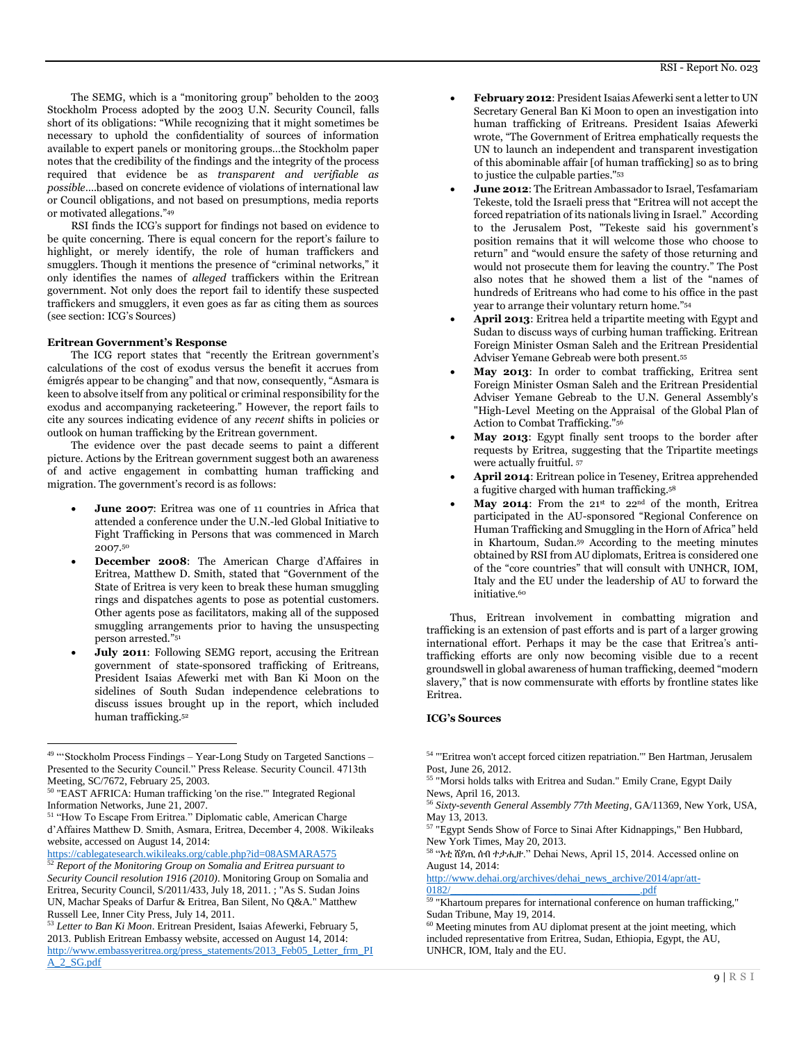The SEMG, which is a "monitoring group" beholden to the 2003 Stockholm Process adopted by the 2003 U.N. Security Council, falls short of its obligations: "While recognizing that it might sometimes be necessary to uphold the confidentiality of sources of information available to expert panels or monitoring groups...the Stockholm paper notes that the credibility of the findings and the integrity of the process required that evidence be as *transparent and verifiable as possible*....based on concrete evidence of violations of international law or Council obligations, and not based on presumptions, media reports or motivated allegations."[49]

RSI finds the ICG's support for findings not based on evidence to be quite concerning. There is equal concern for the report's failure to highlight, or merely identify, the role of human traffickers and smugglers. Though it mentions the presence of "criminal networks," it only identifies the names of *alleged* traffickers within the Eritrean government. Not only does the report fail to identify these suspected traffickers and smugglers, it even goes as far as citing them as sources (see section: ICG's Sources)

**Eritrean Government's Response**

The ICG report states that "recently the Eritrean government's calculations of the cost of exodus versus the benefit it accrues from émigrés appear to be changing" and that now, consequently, "Asmara is keen to absolve itself from any political or criminal responsibility for the exodus and accompanying racketeering." However, the report fails to cite any sources indicating evidence of any *recent* shifts in policies or outlook on human trafficking by the Eritrean government.

The evidence over the past decade seems to paint a different picture. Actions by the Eritrean government suggest both an awareness of and active engagement in combatting human trafficking and migration. The government's record is as follows:

- **June 2007**: Eritrea was one of 11 countries in Africa that attended a conference under the U.N.-led Global Initiative to Fight Trafficking in Persons that was commenced in March 2007.[50]
- **December 2008**: The American Charge d'Affaires in Eritrea, Matthew D. Smith, stated that "Government of the State of Eritrea is very keen to break these human smuggling rings and dispatches agents to pose as potential customers. Other agents pose as facilitators, making all of the supposed smuggling arrangements prior to having the unsuspecting person arrested."[51]
- **July 2011**: Following SEMG report, accusing the Eritrean government of state-sponsored trafficking of Eritreans, President Isaias Afewerki met with Ban Ki Moon on the sidelines of South Sudan independence celebrations to discuss issues brought up in the report, which included human trafficking.[52]
- **February 2012**: President Isaias Afewerki sent a letter to UN Secretary General Ban Ki Moon to open an investigation into human trafficking of Eritreans. President Isaias Afewerki wrote, "The Government of Eritrea emphatically requests the UN to launch an independent and transparent investigation of this abominable affair [of human trafficking] so as to bring to justice the culpable parties."[53]
- **June 2012**: The Eritrean Ambassador to Israel, Tesfamariam Tekeste, told the Israeli press that "Eritrea will not accept the forced repatriation of its nationals living in Israel." According to the Jerusalem Post, "Tekeste said his government's position remains that it will welcome those who choose to return" and "would ensure the safety of those returning and would not prosecute them for leaving the country." The Post also notes that he showed them a list of the "names of hundreds of Eritreans who had come to his office in the past year to arrange their voluntary return home."[54]
- **April 2013**: Eritrea held a tripartite meeting with Egypt and Sudan to discuss ways of curbing human trafficking. Eritrean Foreign Minister Osman Saleh and the Eritrean Presidential Adviser Yemane Gebreab were both present.[55]
- **May 2013**: In order to combat trafficking, Eritrea sent Foreign Minister Osman Saleh and the Eritrean Presidential Adviser Yemane Gebreab to the U.N. General Assembly's "High-Level Meeting on the Appraisal of the Global Plan of Action to Combat Trafficking."[56]
- **May 2013**: Egypt finally sent troops to the border after requests by Eritrea, suggesting that the Tripartite meetings were actually fruitful.[57]
- **April 2014**: Eritrean police in Teseney, Eritrea apprehended a fugitive charged with human trafficking.[58]
- **May 2014**: From the 21st to 22nd of the month, Eritrea participated in the AU-sponsored "Regional Conference on Human Trafficking and Smuggling in the Horn of Africa" held in Khartoum, Sudan.[59] According to the meeting minutes obtained by RSI from AU diplomats, Eritrea is considered one of the "core countries" that will consult with UNHCR, IOM, Italy and the EU under the leadership of AU to forward the initiative.[60]

Thus, Eritrean involvement in combatting migration and trafficking is an extension of past efforts and is part of a larger growing international effort. Perhaps it may be the case that Eritrea's anti-trafficking efforts are only now becoming visible due to a recent groundswell in global awareness of human trafficking, deemed "modern slavery," that is now commensurate with efforts by frontline states like Eritrea.

**ICG's Sources**

---

[49] "'Stockholm Process Findings – Year-Long Study on Targeted Sanctions – Presented to the Security Council." Press Release. Security Council. 4713th Meeting, SC/7672, February 25, 2003.

[50] "EAST AFRICA: Human trafficking 'on the rise.'" Integrated Regional Information Networks, June 21, 2007.

[51] "How To Escape From Eritrea." Diplomatic cable, American Charge d'Affaires Matthew D. Smith, Asmara, Eritrea, December 4, 2008. Wikileaks website, accessed on August 14, 2014: https://cablegatesearch.wikileaks.org/cable.php?id=08ASMARA575

[52] *Report of the Monitoring Group on Somalia and Eritrea pursuant to Security Council resolution 1916 (2010)*. Monitoring Group on Somalia and Eritrea, Security Council, S/2011/433, July 18, 2011. ; "As S. Sudan Joins UN, Machar Speaks of Darfur & Eritrea, Ban Silent, No Q&A." Matthew Russell Lee, Inner City Press, July 14, 2011.

[53] *Letter to Ban Ki Moon*. Eritrean President, Isaias Afewerki, February 5, 2013. Publish Eritrean Embassy website, accessed on August 14, 2014: http://www.embassyeritrea.org/press_statements/2013_Feb05_Letter_frm_PIA_2_SG.pdf

[54] "'Eritrea won't accept forced citizen repatriation.'" Ben Hartman, Jerusalem Post, June 26, 2012.

[55] "Morsi holds talks with Eritrea and Sudan." Emily Crane, Egypt Daily News, April 16, 2013.

[56] *Sixty-seventh General Assembly 77th Meeting*, GA/11369, New York, USA, May 13, 2013.

[57] "Egypt Sends Show of Force to Sinai After Kidnappings," Ben Hubbard, New York Times, May 20, 2013.

[58] "ኦቲ ሸየጢ ሰብ ተታሒዙ." Dehai News, April 15, 2014. Accessed online on August 14, 2014: http://www.dehai.org/archives/dehai_news_archive/2014/apr/att-0182/.pdf

[59] "Khartoum prepares for international conference on human trafficking," Sudan Tribune, May 19, 2014.

[60] Meeting minutes from AU diplomat present at the joint meeting, which included representative from Eritrea, Sudan, Ethiopia, Egypt, the AU, UNHCR, IOM, Italy and the EU.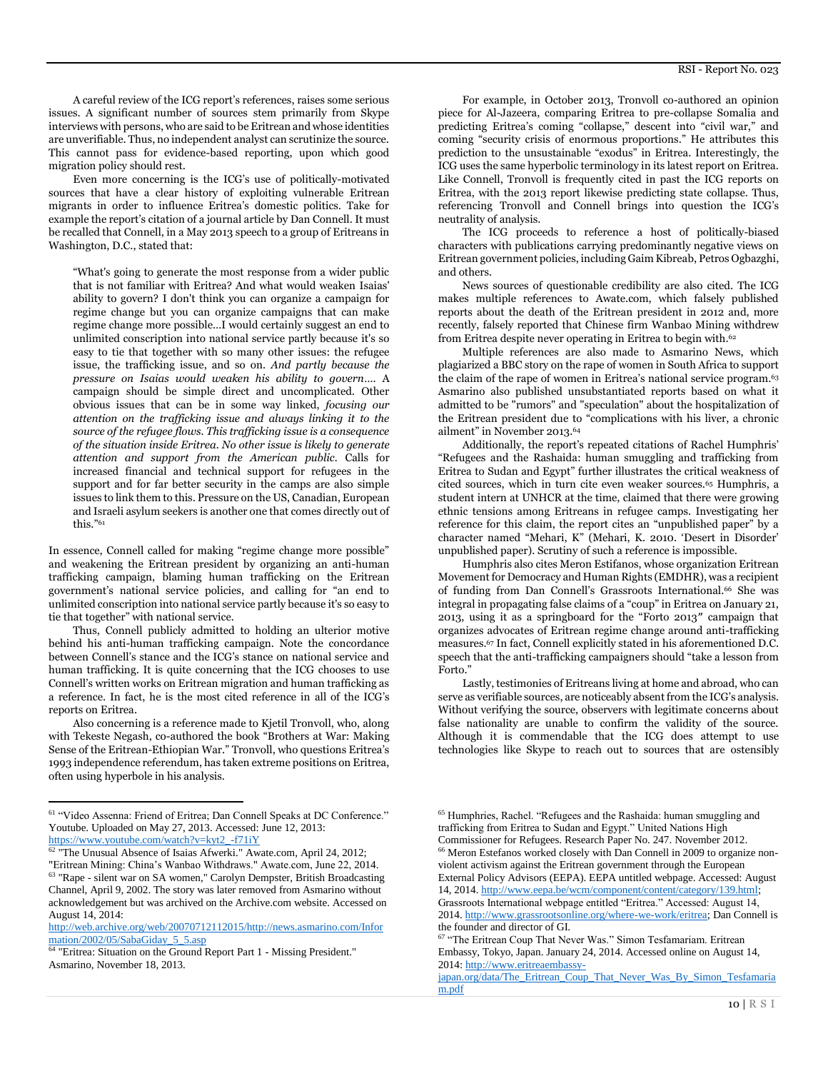A careful review of the ICG report's references, raises some serious issues. A significant number of sources stem primarily from Skype interviews with persons, who are said to be Eritrean and whose identities are unverifiable. Thus, no independent analyst can scrutinize the source. This cannot pass for evidence-based reporting, upon which good migration policy should rest.

Even more concerning is the ICG's use of politically-motivated sources that have a clear history of exploiting vulnerable Eritrean migrants in order to influence Eritrea's domestic politics. Take for example the report's citation of a journal article by Dan Connell. It must be recalled that Connell, in a May 2013 speech to a group of Eritreans in Washington, D.C., stated that:

> "What's going to generate the most response from a wider public that is not familiar with Eritrea? And what would weaken Isaias' ability to govern? I don't think you can organize a campaign for regime change but you can organize campaigns that can make regime change more possible…I would certainly suggest an end to unlimited conscription into national service partly because it's so easy to tie that together with so many other issues: the refugee issue, the trafficking issue, and so on. *And partly because the pressure on Isaias would weaken his ability to govern….* A campaign should be simple direct and uncomplicated. Other obvious issues that can be in some way linked, *focusing our attention on the trafficking issue and always linking it to the source of the refugee flows. This trafficking issue is a consequence of the situation inside Eritrea. No other issue is likely to generate attention and support from the American public.* Calls for increased financial and technical support for refugees in the support and for far better security in the camps are also simple issues to link them to this. Pressure on the US, Canadian, European and Israeli asylum seekers is another one that comes directly out of this."[61]

In essence, Connell called for making "regime change more possible" and weakening the Eritrean president by organizing an anti-human trafficking campaign, blaming human trafficking on the Eritrean government's national service policies, and calling for "an end to unlimited conscription into national service partly because it's so easy to tie that together" with national service.

Thus, Connell publicly admitted to holding an ulterior motive behind his anti-human trafficking campaign. Note the concordance between Connell's stance and the ICG's stance on national service and human trafficking. It is quite concerning that the ICG chooses to use Connell's written works on Eritrean migration and human trafficking as a reference. In fact, he is the most cited reference in all of the ICG's reports on Eritrea.

Also concerning is a reference made to Kjetil Tronvoll, who, along with Tekeste Negash, co-authored the book "Brothers at War: Making Sense of the Eritrean-Ethiopian War." Tronvoll, who questions Eritrea's 1993 independence referendum, has taken extreme positions on Eritrea, often using hyperbole in his analysis.

For example, in October 2013, Tronvoll co-authored an opinion piece for Al-Jazeera, comparing Eritrea to pre-collapse Somalia and predicting Eritrea's coming "collapse," descent into "civil war," and coming "security crisis of enormous proportions." He attributes this prediction to the unsustainable "exodus" in Eritrea. Interestingly, the ICG uses the same hyperbolic terminology in its latest report on Eritrea. Like Connell, Tronvoll is frequently cited in past the ICG reports on Eritrea, with the 2013 report likewise predicting state collapse. Thus, referencing Tronvoll and Connell brings into question the ICG's neutrality of analysis.

The ICG proceeds to reference a host of politically-biased characters with publications carrying predominantly negative views on Eritrean government policies, including Gaim Kibreab, Petros Ogbazghi, and others.

News sources of questionable credibility are also cited. The ICG makes multiple references to Awate.com, which falsely published reports about the death of the Eritrean president in 2012 and, more recently, falsely reported that Chinese firm Wanbao Mining withdrew from Eritrea despite never operating in Eritrea to begin with.[62]

Multiple references are also made to Asmarino News, which plagiarized a BBC story on the rape of women in South Africa to support the claim of the rape of women in Eritrea's national service program.[63] Asmarino also published unsubstantiated reports based on what it admitted to be "rumors" and "speculation" about the hospitalization of the Eritrean president due to "complications with his liver, a chronic ailment" in November 2013.[64]

Additionally, the report's repeated citations of Rachel Humphris' "Refugees and the Rashaida: human smuggling and trafficking from Eritrea to Sudan and Egypt" further illustrates the critical weakness of cited sources, which in turn cite even weaker sources.[65] Humphris, a student intern at UNHCR at the time, claimed that there were growing ethnic tensions among Eritreans in refugee camps. Investigating her reference for this claim, the report cites an "unpublished paper" by a character named "Mehari, K" (Mehari, K. 2010. 'Desert in Disorder' unpublished paper). Scrutiny of such a reference is impossible.

Humphris also cites Meron Estifanos, whose organization Eritrean Movement for Democracy and Human Rights (EMDHR), was a recipient of funding from Dan Connell's Grassroots International.[66] She was integral in propagating false claims of a "coup" in Eritrea on January 21, 2013, using it as a springboard for the "Forto 2013" campaign that organizes advocates of Eritrean regime change around anti-trafficking measures.[67] In fact, Connell explicitly stated in his aforementioned D.C. speech that the anti-trafficking campaigners should "take a lesson from Forto."

Lastly, testimonies of Eritreans living at home and abroad, who can serve as verifiable sources, are noticeably absent from the ICG's analysis. Without verifying the source, observers with legitimate concerns about false nationality are unable to confirm the validity of the source. Although it is commendable that the ICG does attempt to use technologies like Skype to reach out to sources that are ostensibly

---

[61] "Video Assenna: Friend of Eritrea; Dan Connell Speaks at DC Conference." Youtube. Uploaded on May 27, 2013. Accessed: June 12, 2013: https://www.youtube.com/watch?v=kyt2_-f71iY

[62] "The Unusual Absence of Isaias Afwerki." Awate.com, April 24, 2012; "Eritrean Mining: China's Wanbao Withdraws." Awate.com, June 22, 2014.

[63] "Rape - silent war on SA women," Carolyn Dempster, British Broadcasting Channel, April 9, 2002. The story was later removed from Asmarino without acknowledgement but was archived on the Archive.com website. Accessed on August 14, 2014: http://web.archive.org/web/20070712112015/http://news.asmarino.com/Information/2002/05/SabaGiday_5_5.asp

[64] "Eritrea: Situation on the Ground Report Part 1 - Missing President." Asmarino, November 18, 2013.

[65] Humphries, Rachel. "Refugees and the Rashaida: human smuggling and trafficking from Eritrea to Sudan and Egypt." United Nations High Commissioner for Refugees. Research Paper No. 247. November 2012.

[66] Meron Estefanos worked closely with Dan Connell in 2009 to organize non-violent activism against the Eritrean government through the European External Policy Advisors (EEPA). EEPA untitled webpage. Accessed: August 14, 2014. http://www.eepa.be/wcm/component/content/category/139.html; Grassroots International webpage entitled "Eritrea." Accessed: August 14, 2014. http://www.grassrootsonline.org/where-we-work/eritrea; Dan Connell is the founder and director of GI.

[67] "The Eritrean Coup That Never Was." Simon Tesfamariam. Eritrean Embassy, Tokyo, Japan. January 24, 2014. Accessed online on August 14, 2014: http://www.eritreaembassy-japan.org/data/The_Eritrean_Coup_That_Never_Was_By_Simon_Tesfamariam.pdf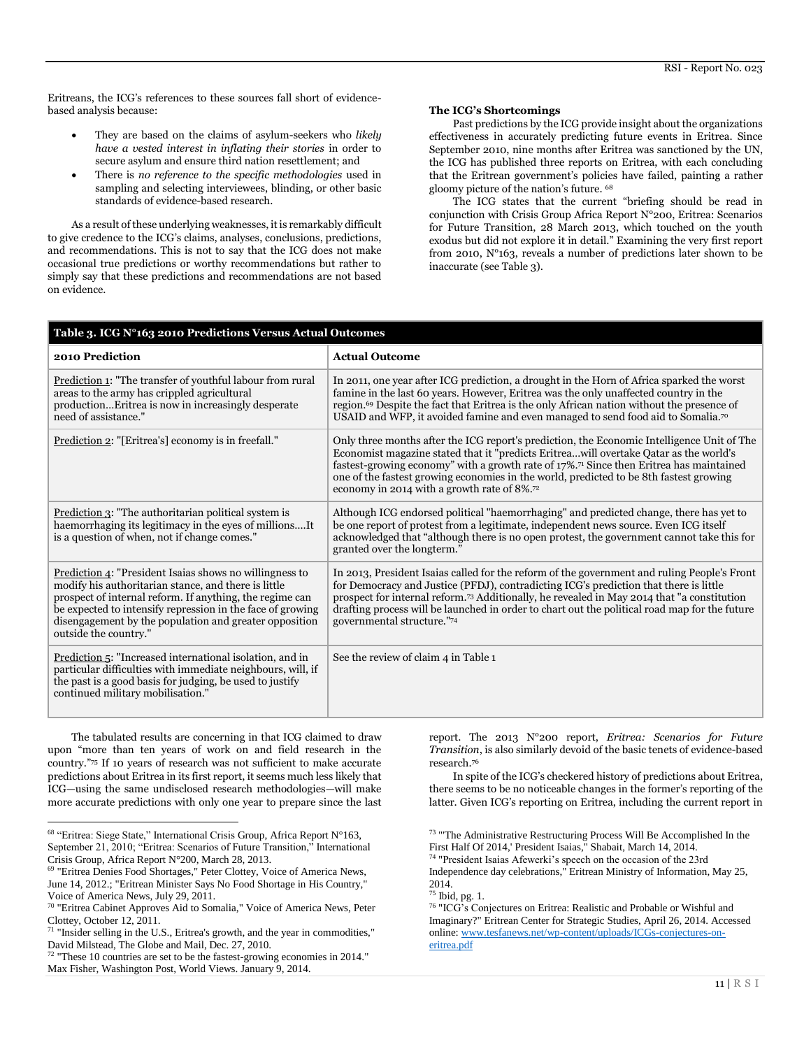Eritreans, the ICG's references to these sources fall short of evidence-based analysis because:

- They are based on the claims of asylum-seekers who *likely have a vested interest in inflating their stories* in order to secure asylum and ensure third nation resettlement; and
- There is *no reference to the specific methodologies* used in sampling and selecting interviewees, blinding, or other basic standards of evidence-based research.

As a result of these underlying weaknesses, it is remarkably difficult to give credence to the ICG's claims, analyses, conclusions, predictions, and recommendations. This is not to say that the ICG does not make occasional true predictions or worthy recommendations but rather to simply say that these predictions and recommendations are not based on evidence.

**The ICG's Shortcomings**

Past predictions by the ICG provide insight about the organizations effectiveness in accurately predicting future events in Eritrea. Since September 2010, nine months after Eritrea was sanctioned by the UN, the ICG has published three reports on Eritrea, with each concluding that the Eritrean government's policies have failed, painting a rather gloomy picture of the nation's future. [68]

The ICG states that the current "briefing should be read in conjunction with Crisis Group Africa Report N°200, Eritrea: Scenarios for Future Transition, 28 March 2013, which touched on the youth exodus but did not explore it in detail." Examining the very first report from 2010, N°163, reveals a number of predictions later shown to be inaccurate (see Table 3).

**Table 3. ICG N°163 2010 Predictions Versus Actual Outcomes**

| 2010 Prediction | Actual Outcome |
|---|---|
| Prediction 1: "The transfer of youthful labour from rural areas to the army has crippled agricultural production…Eritrea is now in increasingly desperate need of assistance." | In 2011, one year after ICG prediction, a drought in the Horn of Africa sparked the worst famine in the last 60 years. However, Eritrea was the only unaffected country in the region.[69] Despite the fact that Eritrea is the only African nation without the presence of USAID and WFP, it avoided famine and even managed to send food aid to Somalia.[70] |
| Prediction 2: "[Eritrea's] economy is in freefall." | Only three months after the ICG report's prediction, the Economic Intelligence Unit of The Economist magazine stated that it "predicts Eritrea…will overtake Qatar as the world's fastest-growing economy" with a growth rate of 17%.[71] Since then Eritrea has maintained one of the fastest growing economies in the world, predicted to be 8th fastest growing economy in 2014 with a growth rate of 8%.[72] |
| Prediction 3: "The authoritarian political system is haemorrhaging its legitimacy in the eyes of millions….It is a question of when, not if change comes." | Although ICG endorsed political "haemorrhaging" and predicted change, there has yet to be one report of protest from a legitimate, independent news source. Even ICG itself acknowledged that "although there is no open protest, the government cannot take this for granted over the longterm." |
| Prediction 4: "President Isaias shows no willingness to modify his authoritarian stance, and there is little prospect of internal reform. If anything, the regime can be expected to intensify repression in the face of growing disengagement by the population and greater opposition outside the country." | In 2013, President Isaias called for the reform of the government and ruling People's Front for Democracy and Justice (PFDJ), contradicting ICG's prediction that there is little prospect for internal reform.[73] Additionally, he revealed in May 2014 that "a constitution drafting process will be launched in order to chart out the political road map for the future governmental structure."[74] |
| Prediction 5: "Increased international isolation, and in particular difficulties with immediate neighbours, will, if the past is a good basis for judging, be used to justify continued military mobilisation." | See the review of claim 4 in Table 1 |

The tabulated results are concerning in that ICG claimed to draw upon "more than ten years of work on and field research in the country."[75] If 10 years of research was not sufficient to make accurate predictions about Eritrea in its first report, it seems much less likely that ICG—using the same undisclosed research methodologies—will make more accurate predictions with only one year to prepare since the last report. The 2013 N°200 report, *Eritrea: Scenarios for Future Transition*, is also similarly devoid of the basic tenets of evidence-based research.[76]

In spite of the ICG's checkered history of predictions about Eritrea, there seems to be no noticeable changes in the former's reporting of the latter. Given ICG's reporting on Eritrea, including the current report in

---

[68] "Eritrea: Siege State," International Crisis Group, Africa Report N°163, September 21, 2010; "Eritrea: Scenarios of Future Transition," International Crisis Group, Africa Report N°200, March 28, 2013.

[69] "Eritrea Denies Food Shortages," Peter Clottey, Voice of America News, June 14, 2012.; "Eritrean Minister Says No Food Shortage in His Country," Voice of America News, July 29, 2011.

[70] "Eritrea Cabinet Approves Aid to Somalia," Voice of America News, Peter Clottey, October 12, 2011.

[71] "Insider selling in the U.S., Eritrea's growth, and the year in commodities," David Milstead, The Globe and Mail, Dec. 27, 2010.

[72] "These 10 countries are set to be the fastest-growing economies in 2014." Max Fisher, Washington Post, World Views. January 9, 2014.

[73] "'The Administrative Restructuring Process Will Be Accomplished In the First Half Of 2014,' President Isaias," Shabait, March 14, 2014.

[74] "President Isaias Afewerki's speech on the occasion of the 23rd Independence day celebrations," Eritrean Ministry of Information, May 25, 2014.

[75] Ibid, pg. 1.

[76] "ICG's Conjectures on Eritrea: Realistic and Probable or Wishful and Imaginary?" Eritrean Center for Strategic Studies, April 26, 2014. Accessed online: www.tesfanews.net/wp-content/uploads/ICGs-conjectures-on-eritrea.pdf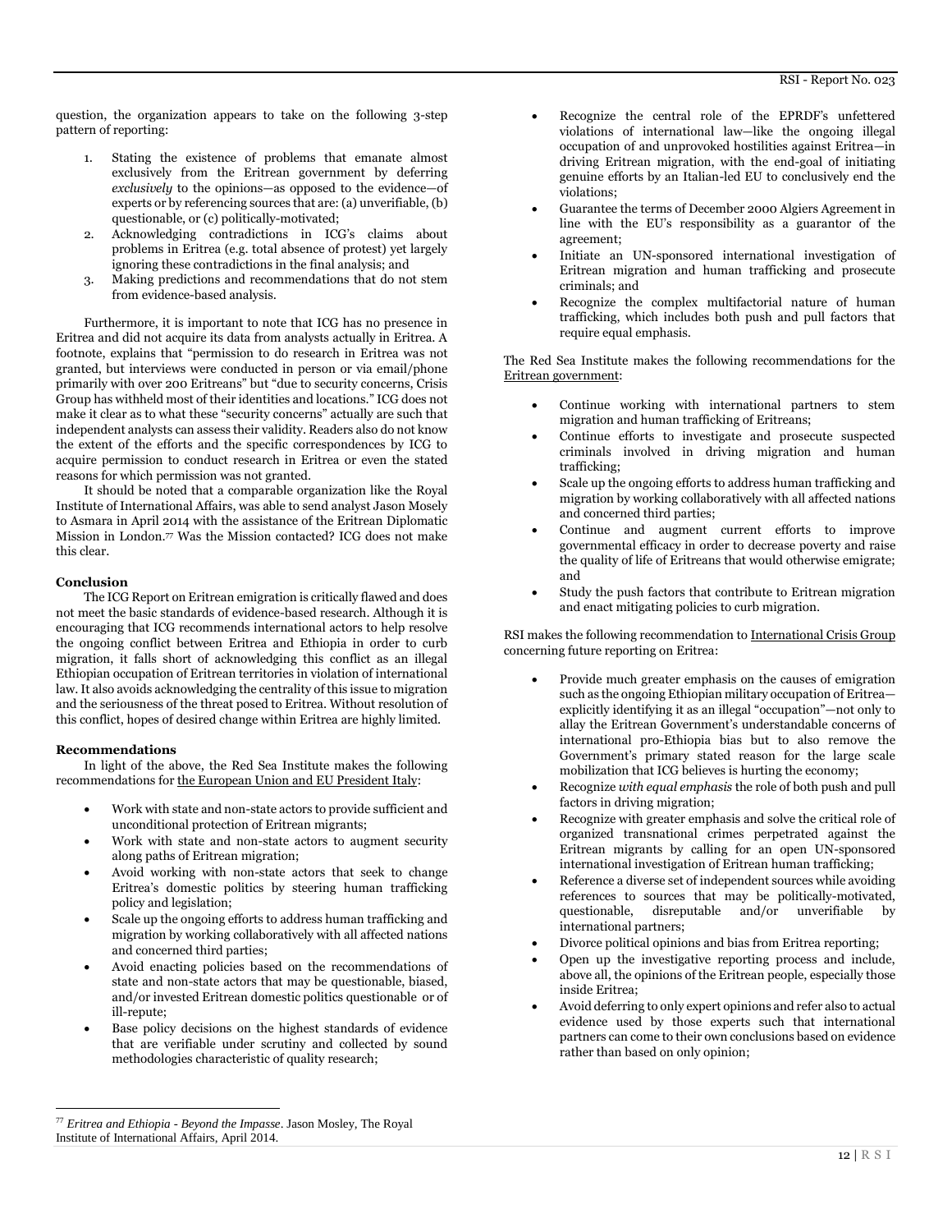question, the organization appears to take on the following 3-step pattern of reporting:

1. Stating the existence of problems that emanate almost exclusively from the Eritrean government by deferring *exclusively* to the opinions—as opposed to the evidence—of experts or by referencing sources that are: (a) unverifiable, (b) questionable, or (c) politically-motivated;
2. Acknowledging contradictions in ICG's claims about problems in Eritrea (e.g. total absence of protest) yet largely ignoring these contradictions in the final analysis; and
3. Making predictions and recommendations that do not stem from evidence-based analysis.

Furthermore, it is important to note that ICG has no presence in Eritrea and did not acquire its data from analysts actually in Eritrea. A footnote, explains that "permission to do research in Eritrea was not granted, but interviews were conducted in person or via email/phone primarily with over 200 Eritreans" but "due to security concerns, Crisis Group has withheld most of their identities and locations." ICG does not make it clear as to what these "security concerns" actually are such that independent analysts can assess their validity. Readers also do not know the extent of the efforts and the specific correspondences by ICG to acquire permission to conduct research in Eritrea or even the stated reasons for which permission was not granted.

It should be noted that a comparable organization like the Royal Institute of International Affairs, was able to send analyst Jason Mosely to Asmara in April 2014 with the assistance of the Eritrean Diplomatic Mission in London.[77] Was the Mission contacted? ICG does not make this clear.

### Conclusion

The ICG Report on Eritrean emigration is critically flawed and does not meet the basic standards of evidence-based research. Although it is encouraging that ICG recommends international actors to help resolve the ongoing conflict between Eritrea and Ethiopia in order to curb migration, it falls short of acknowledging this conflict as an illegal Ethiopian occupation of Eritrean territories in violation of international law. It also avoids acknowledging the centrality of this issue to migration and the seriousness of the threat posed to Eritrea. Without resolution of this conflict, hopes of desired change within Eritrea are highly limited.

### Recommendations

In light of the above, the Red Sea Institute makes the following recommendations for the European Union and EU President Italy:

- Work with state and non-state actors to provide sufficient and unconditional protection of Eritrean migrants;
- Work with state and non-state actors to augment security along paths of Eritrean migration;
- Avoid working with non-state actors that seek to change Eritrea's domestic politics by steering human trafficking policy and legislation;
- Scale up the ongoing efforts to address human trafficking and migration by working collaboratively with all affected nations and concerned third parties;
- Avoid enacting policies based on the recommendations of state and non-state actors that may be questionable, biased, and/or invested Eritrean domestic politics questionable or of ill-repute;
- Base policy decisions on the highest standards of evidence that are verifiable under scrutiny and collected by sound methodologies characteristic of quality research;
- Recognize the central role of the EPRDF's unfettered violations of international law—like the ongoing illegal occupation of and unprovoked hostilities against Eritrea—in driving Eritrean migration, with the end-goal of initiating genuine efforts by an Italian-led EU to conclusively end the violations;
- Guarantee the terms of December 2000 Algiers Agreement in line with the EU's responsibility as a guarantor of the agreement;
- Initiate an UN-sponsored international investigation of Eritrean migration and human trafficking and prosecute criminals; and
- Recognize the complex multifactorial nature of human trafficking, which includes both push and pull factors that require equal emphasis.

The Red Sea Institute makes the following recommendations for the Eritrean government:

- Continue working with international partners to stem migration and human trafficking of Eritreans;
- Continue efforts to investigate and prosecute suspected criminals involved in driving migration and human trafficking;
- Scale up the ongoing efforts to address human trafficking and migration by working collaboratively with all affected nations and concerned third parties;
- Continue and augment current efforts to improve governmental efficacy in order to decrease poverty and raise the quality of life of Eritreans that would otherwise emigrate; and
- Study the push factors that contribute to Eritrean migration and enact mitigating policies to curb migration.

RSI makes the following recommendation to International Crisis Group concerning future reporting on Eritrea:

- Provide much greater emphasis on the causes of emigration such as the ongoing Ethiopian military occupation of Eritrea—explicitly identifying it as an illegal "occupation"—not only to allay the Eritrean Government's understandable concerns of international pro-Ethiopia bias but to also remove the Government's primary stated reason for the large scale mobilization that ICG believes is hurting the economy;
- Recognize *with equal emphasis* the role of both push and pull factors in driving migration;
- Recognize with greater emphasis and solve the critical role of organized transnational crimes perpetrated against the Eritrean migrants by calling for an open UN-sponsored international investigation of Eritrean human trafficking;
- Reference a diverse set of independent sources while avoiding references to sources that may be politically-motivated, questionable, disreputable and/or unverifiable by international partners;
- Divorce political opinions and bias from Eritrea reporting;
- Open up the investigative reporting process and include, above all, the opinions of the Eritrean people, especially those inside Eritrea;
- Avoid deferring to only expert opinions and refer also to actual evidence used by those experts such that international partners can come to their own conclusions based on evidence rather than based on only opinion;

---

[77] *Eritrea and Ethiopia - Beyond the Impasse*. Jason Mosley, The Royal Institute of International Affairs, April 2014.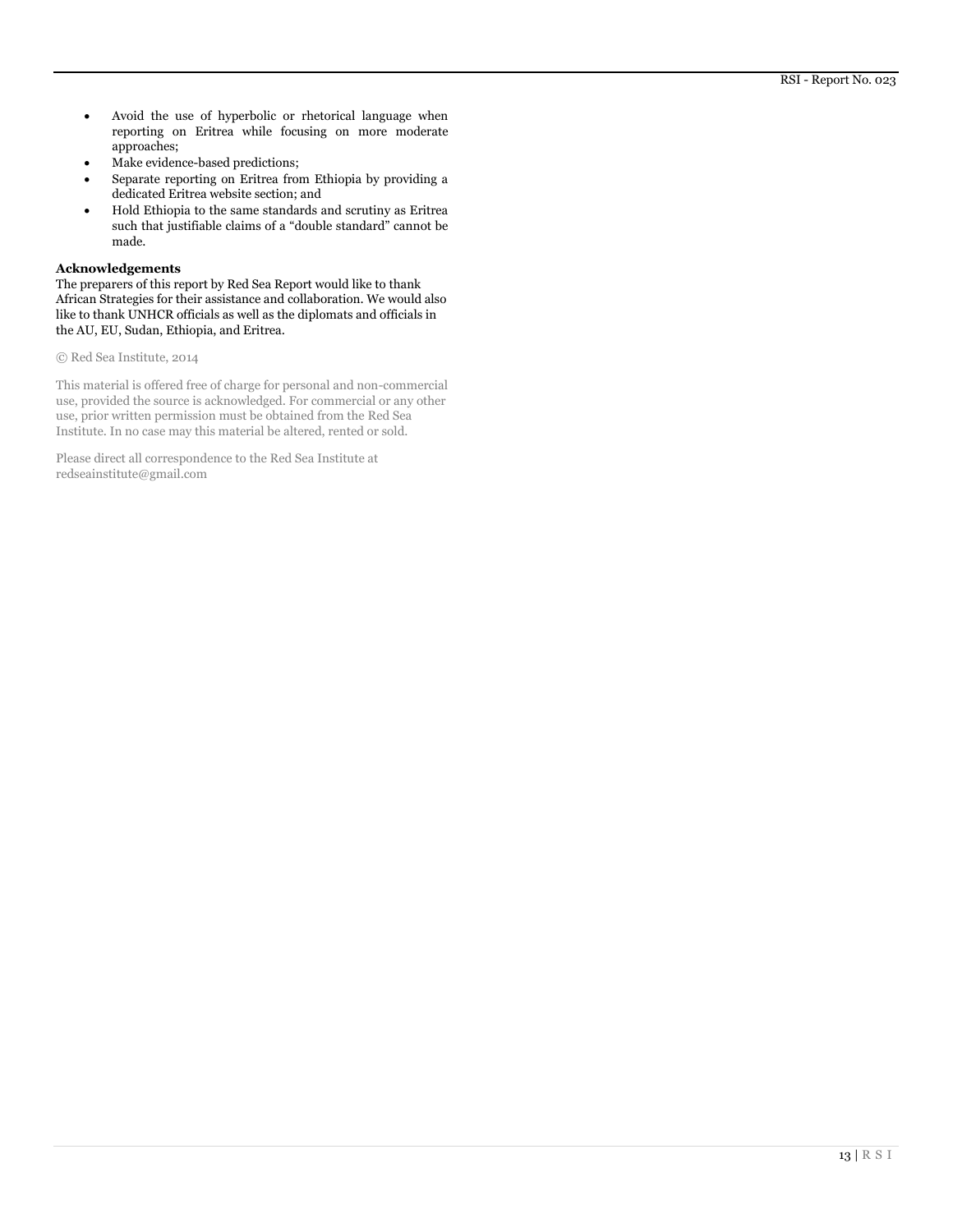- Avoid the use of hyperbolic or rhetorical language when reporting on Eritrea while focusing on more moderate approaches;
- Make evidence-based predictions;
- Separate reporting on Eritrea from Ethiopia by providing a dedicated Eritrea website section; and
- Hold Ethiopia to the same standards and scrutiny as Eritrea such that justifiable claims of a "double standard" cannot be made.

**Acknowledgements**

The preparers of this report by Red Sea Report would like to thank African Strategies for their assistance and collaboration. We would also like to thank UNHCR officials as well as the diplomats and officials in the AU, EU, Sudan, Ethiopia, and Eritrea.

© Red Sea Institute, 2014

This material is offered free of charge for personal and non-commercial use, provided the source is acknowledged. For commercial or any other use, prior written permission must be obtained from the Red Sea Institute. In no case may this material be altered, rented or sold.

Please direct all correspondence to the Red Sea Institute at redseainstitute@gmail.com